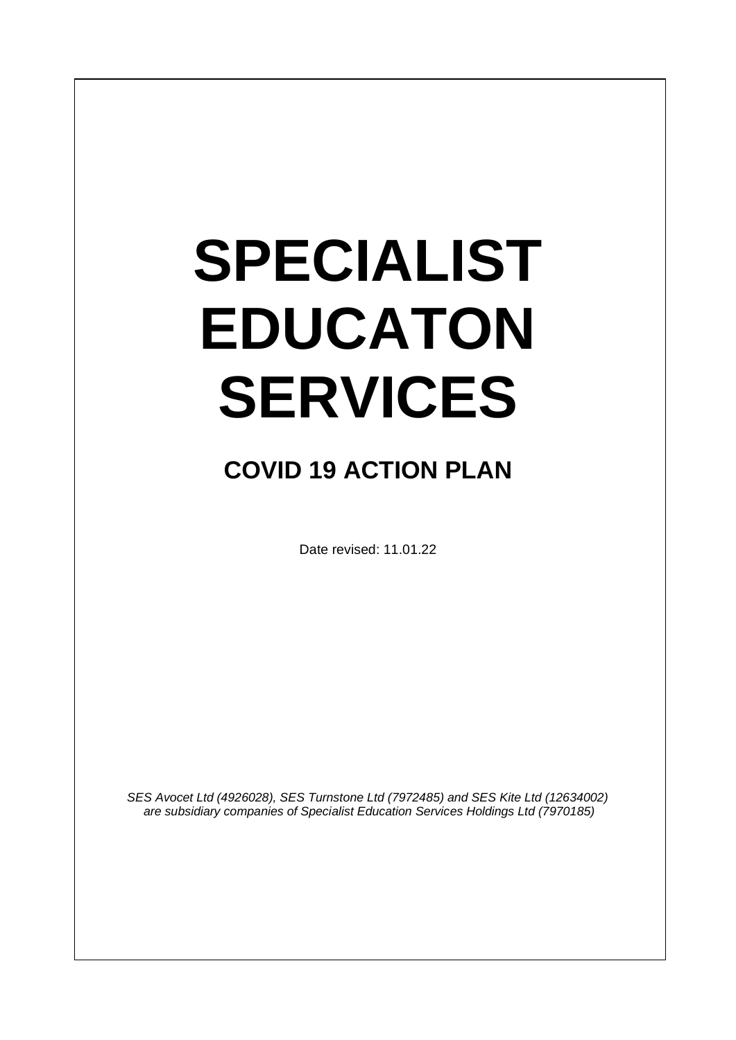# SPECIALIST EDUCATON SERVICES

## COVID 19 ACTION PLAN

Date revised: 11.01.22

*SES Avocet Ltd (4926028), SES Turnstone Ltd (7972485) and SES Kite Ltd (12634002) are subsidiary companies of Specialist Education Services Holdings Ltd (7970185)*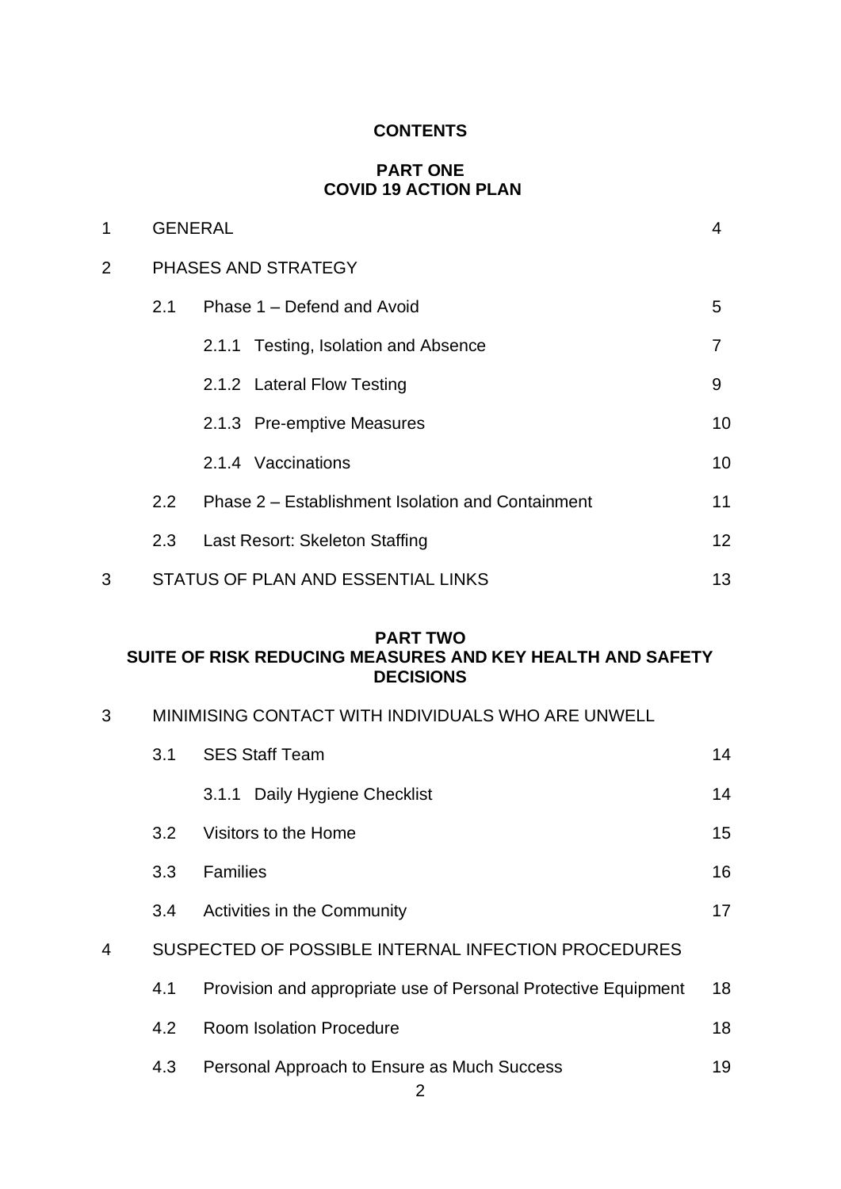# CONTENTS

## PART ONE
## COVID 19 ACTION PLAN

| | | | |
|---|---|---|---|
| 1 | GENERAL | | 4 |
| 2 | PHASES AND STRATEGY | | |
| | 2.1 | Phase 1 – Defend and Avoid | 5 |
| | | 2.1.1 Testing, Isolation and Absence | 7 |
| | | 2.1.2 Lateral Flow Testing | 9 |
| | | 2.1.3 Pre-emptive Measures | 10 |
| | | 2.1.4 Vaccinations | 10 |
| | 2.2 | Phase 2 – Establishment Isolation and Containment | 11 |
| | 2.3 | Last Resort: Skeleton Staffing | 12 |
| 3 | STATUS OF PLAN AND ESSENTIAL LINKS | | 13 |

## PART TWO
## SUITE OF RISK REDUCING MEASURES AND KEY HEALTH AND SAFETY DECISIONS

| | | | |
|---|---|---|---|
| 3 | MINIMISING CONTACT WITH INDIVIDUALS WHO ARE UNWELL | | |
| | 3.1 | SES Staff Team | 14 |
| | | 3.1.1 Daily Hygiene Checklist | 14 |
| | 3.2 | Visitors to the Home | 15 |
| | 3.3 | Families | 16 |
| | 3.4 | Activities in the Community | 17 |
| 4 | SUSPECTED OF POSSIBLE INTERNAL INFECTION PROCEDURES | | |
| | 4.1 | Provision and appropriate use of Personal Protective Equipment | 18 |
| | 4.2 | Room Isolation Procedure | 18 |
| | 4.3 | Personal Approach to Ensure as Much Success | 19 |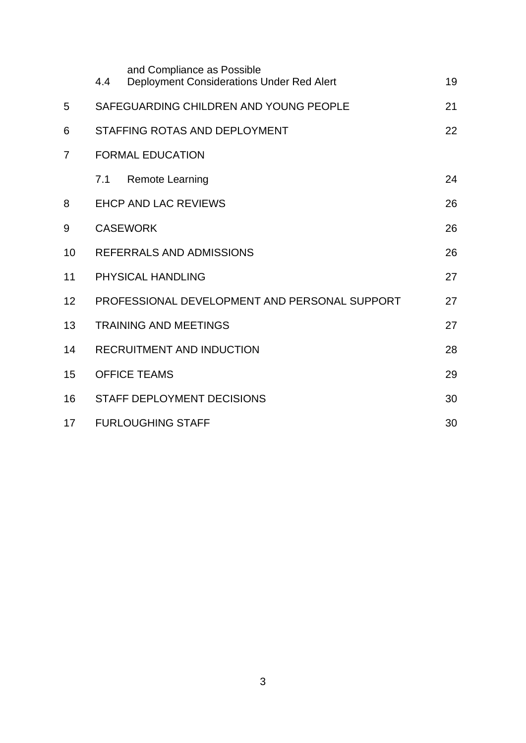| | | | |
|---|---|---|---|
| | 4.4 | and Compliance as Possible<br>Deployment Considerations Under Red Alert | 19 |
| 5 | SAFEGUARDING CHILDREN AND YOUNG PEOPLE | | 21 |
| 6 | STAFFING ROTAS AND DEPLOYMENT | | 22 |
| 7 | FORMAL EDUCATION | | |
| | 7.1 | Remote Learning | 24 |
| 8 | EHCP AND LAC REVIEWS | | 26 |
| 9 | CASEWORK | | 26 |
| 10 | REFERRALS AND ADMISSIONS | | 26 |
| 11 | PHYSICAL HANDLING | | 27 |
| 12 | PROFESSIONAL DEVELOPMENT AND PERSONAL SUPPORT | | 27 |
| 13 | TRAINING AND MEETINGS | | 27 |
| 14 | RECRUITMENT AND INDUCTION | | 28 |
| 15 | OFFICE TEAMS | | 29 |
| 16 | STAFF DEPLOYMENT DECISIONS | | 30 |
| 17 | FURLOUGHING STAFF | | 30 |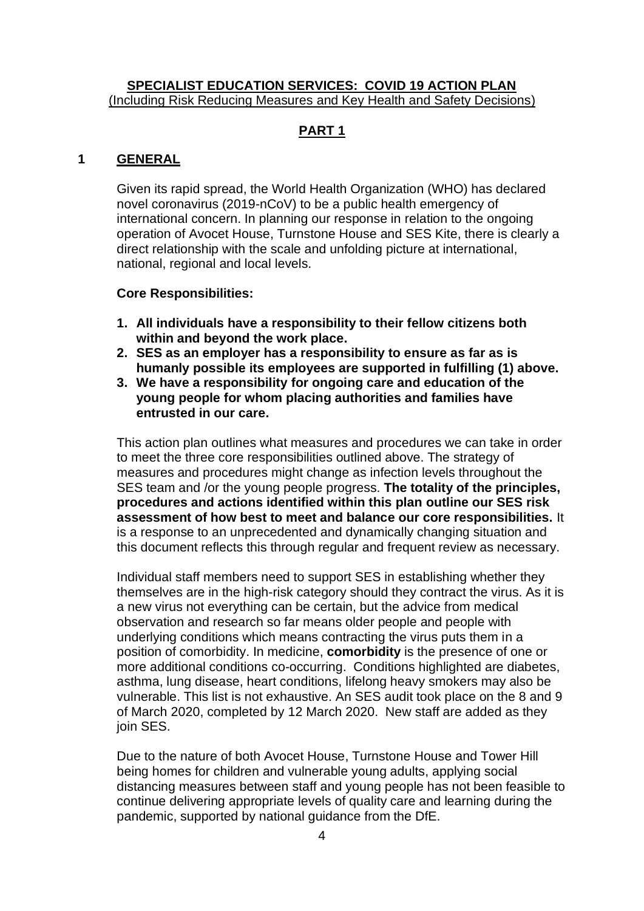**SPECIALIST EDUCATION SERVICES: COVID 19 ACTION PLAN**
(Including Risk Reducing Measures and Key Health and Safety Decisions)

## PART 1

## 1 GENERAL

Given its rapid spread, the World Health Organization (WHO) has declared novel coronavirus (2019-nCoV) to be a public health emergency of international concern. In planning our response in relation to the ongoing operation of Avocet House, Turnstone House and SES Kite, there is clearly a direct relationship with the scale and unfolding picture at international, national, regional and local levels.

**Core Responsibilities:**

1. **All individuals have a responsibility to their fellow citizens both within and beyond the work place.**
2. **SES as an employer has a responsibility to ensure as far as is humanly possible its employees are supported in fulfilling (1) above.**
3. **We have a responsibility for ongoing care and education of the young people for whom placing authorities and families have entrusted in our care.**

This action plan outlines what measures and procedures we can take in order to meet the three core responsibilities outlined above. The strategy of measures and procedures might change as infection levels throughout the SES team and /or the young people progress. **The totality of the principles, procedures and actions identified within this plan outline our SES risk assessment of how best to meet and balance our core responsibilities.** It is a response to an unprecedented and dynamically changing situation and this document reflects this through regular and frequent review as necessary.

Individual staff members need to support SES in establishing whether they themselves are in the high-risk category should they contract the virus. As it is a new virus not everything can be certain, but the advice from medical observation and research so far means older people and people with underlying conditions which means contracting the virus puts them in a position of comorbidity. In medicine, **comorbidity** is the presence of one or more additional conditions co-occurring. Conditions highlighted are diabetes, asthma, lung disease, heart conditions, lifelong heavy smokers may also be vulnerable. This list is not exhaustive. An SES audit took place on the 8 and 9 of March 2020, completed by 12 March 2020. New staff are added as they join SES.

Due to the nature of both Avocet House, Turnstone House and Tower Hill being homes for children and vulnerable young adults, applying social distancing measures between staff and young people has not been feasible to continue delivering appropriate levels of quality care and learning during the pandemic, supported by national guidance from the DfE.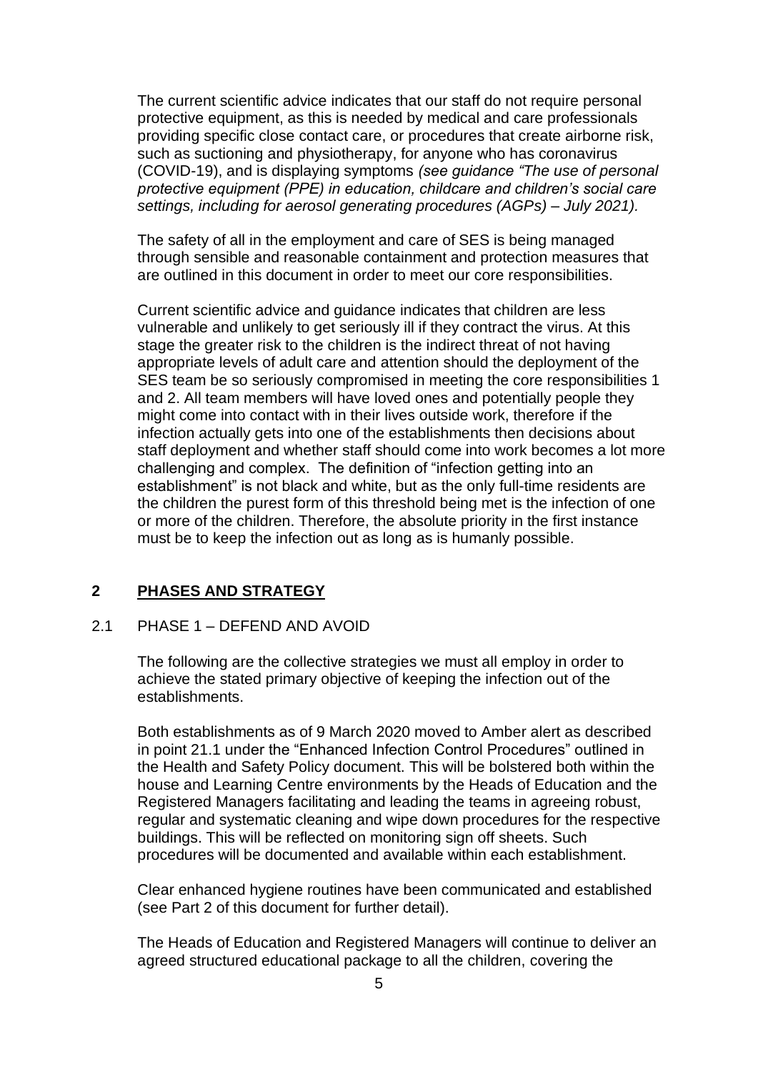The current scientific advice indicates that our staff do not require personal protective equipment, as this is needed by medical and care professionals providing specific close contact care, or procedures that create airborne risk, such as suctioning and physiotherapy, for anyone who has coronavirus (COVID-19), and is displaying symptoms *(see guidance "The use of personal protective equipment (PPE) in education, childcare and children's social care settings, including for aerosol generating procedures (AGPs) – July 2021).*

The safety of all in the employment and care of SES is being managed through sensible and reasonable containment and protection measures that are outlined in this document in order to meet our core responsibilities.

Current scientific advice and guidance indicates that children are less vulnerable and unlikely to get seriously ill if they contract the virus. At this stage the greater risk to the children is the indirect threat of not having appropriate levels of adult care and attention should the deployment of the SES team be so seriously compromised in meeting the core responsibilities 1 and 2. All team members will have loved ones and potentially people they might come into contact with in their lives outside work, therefore if the infection actually gets into one of the establishments then decisions about staff deployment and whether staff should come into work becomes a lot more challenging and complex. The definition of "infection getting into an establishment" is not black and white, but as the only full-time residents are the children the purest form of this threshold being met is the infection of one or more of the children. Therefore, the absolute priority in the first instance must be to keep the infection out as long as is humanly possible.

## 2 PHASES AND STRATEGY

### 2.1 PHASE 1 – DEFEND AND AVOID

The following are the collective strategies we must all employ in order to achieve the stated primary objective of keeping the infection out of the establishments.

Both establishments as of 9 March 2020 moved to Amber alert as described in point 21.1 under the "Enhanced Infection Control Procedures" outlined in the Health and Safety Policy document. This will be bolstered both within the house and Learning Centre environments by the Heads of Education and the Registered Managers facilitating and leading the teams in agreeing robust, regular and systematic cleaning and wipe down procedures for the respective buildings. This will be reflected on monitoring sign off sheets. Such procedures will be documented and available within each establishment.

Clear enhanced hygiene routines have been communicated and established (see Part 2 of this document for further detail).

The Heads of Education and Registered Managers will continue to deliver an agreed structured educational package to all the children, covering the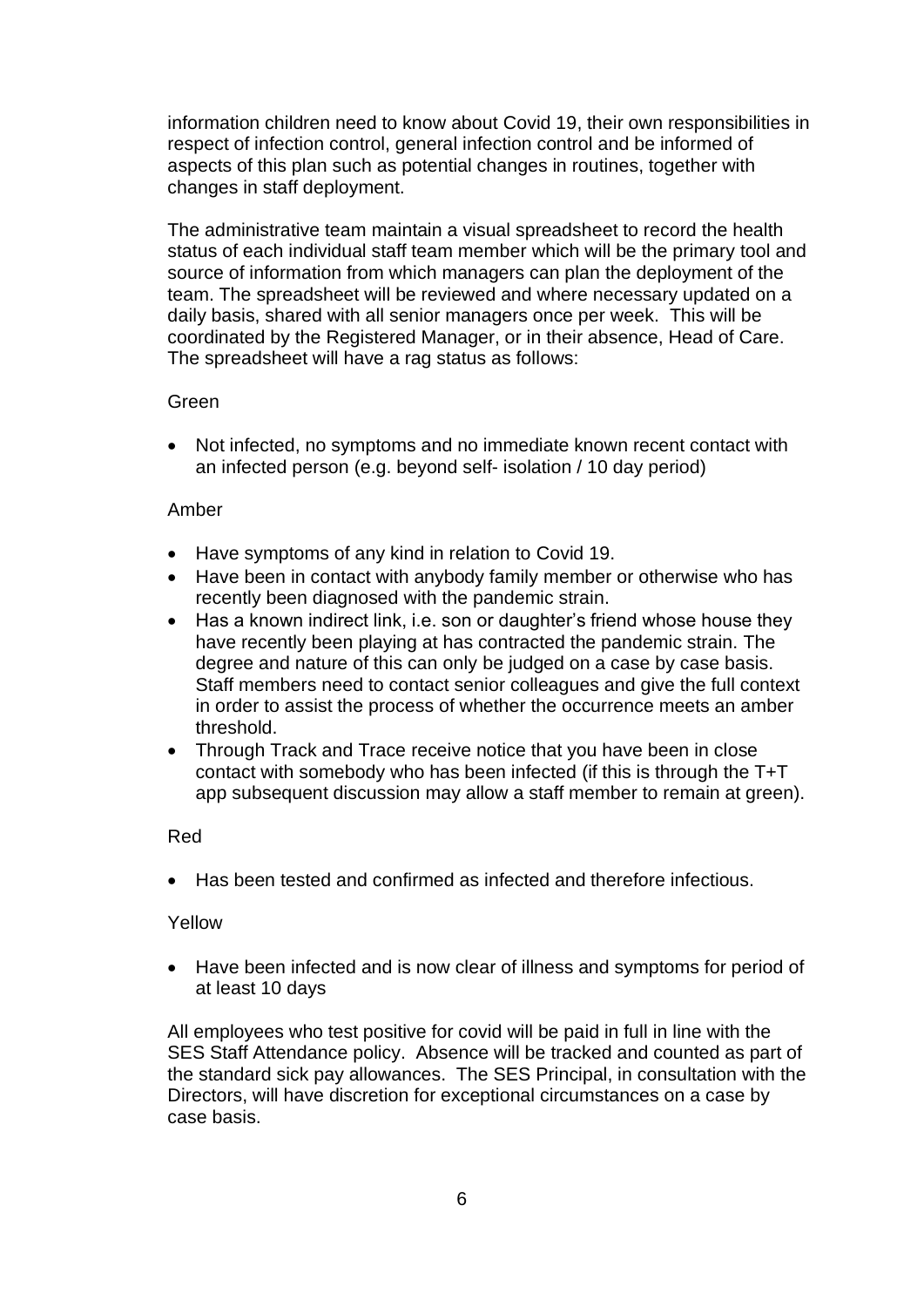information children need to know about Covid 19, their own responsibilities in respect of infection control, general infection control and be informed of aspects of this plan such as potential changes in routines, together with changes in staff deployment.

The administrative team maintain a visual spreadsheet to record the health status of each individual staff team member which will be the primary tool and source of information from which managers can plan the deployment of the team. The spreadsheet will be reviewed and where necessary updated on a daily basis, shared with all senior managers once per week. This will be coordinated by the Registered Manager, or in their absence, Head of Care. The spreadsheet will have a rag status as follows:

Green

- Not infected, no symptoms and no immediate known recent contact with an infected person (e.g. beyond self- isolation / 10 day period)

Amber

- Have symptoms of any kind in relation to Covid 19.
- Have been in contact with anybody family member or otherwise who has recently been diagnosed with the pandemic strain.
- Has a known indirect link, i.e. son or daughter's friend whose house they have recently been playing at has contracted the pandemic strain. The degree and nature of this can only be judged on a case by case basis. Staff members need to contact senior colleagues and give the full context in order to assist the process of whether the occurrence meets an amber threshold.
- Through Track and Trace receive notice that you have been in close contact with somebody who has been infected (if this is through the T+T app subsequent discussion may allow a staff member to remain at green).

Red

- Has been tested and confirmed as infected and therefore infectious.

Yellow

- Have been infected and is now clear of illness and symptoms for period of at least 10 days

All employees who test positive for covid will be paid in full in line with the SES Staff Attendance policy. Absence will be tracked and counted as part of the standard sick pay allowances. The SES Principal, in consultation with the Directors, will have discretion for exceptional circumstances on a case by case basis.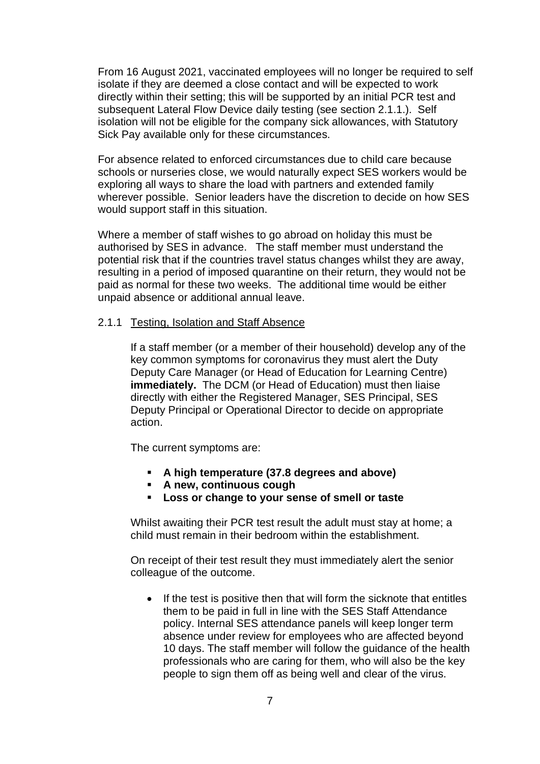From 16 August 2021, vaccinated employees will no longer be required to self isolate if they are deemed a close contact and will be expected to work directly within their setting; this will be supported by an initial PCR test and subsequent Lateral Flow Device daily testing (see section 2.1.1.). Self isolation will not be eligible for the company sick allowances, with Statutory Sick Pay available only for these circumstances.

For absence related to enforced circumstances due to child care because schools or nurseries close, we would naturally expect SES workers would be exploring all ways to share the load with partners and extended family wherever possible. Senior leaders have the discretion to decide on how SES would support staff in this situation.

Where a member of staff wishes to go abroad on holiday this must be authorised by SES in advance. The staff member must understand the potential risk that if the countries travel status changes whilst they are away, resulting in a period of imposed quarantine on their return, they would not be paid as normal for these two weeks. The additional time would be either unpaid absence or additional annual leave.

### 2.1.1 Testing, Isolation and Staff Absence

If a staff member (or a member of their household) develop any of the key common symptoms for coronavirus they must alert the Duty Deputy Care Manager (or Head of Education for Learning Centre) **immediately.** The DCM (or Head of Education) must then liaise directly with either the Registered Manager, SES Principal, SES Deputy Principal or Operational Director to decide on appropriate action.

The current symptoms are:

- **A high temperature (37.8 degrees and above)**
- **A new, continuous cough**
- **Loss or change to your sense of smell or taste**

Whilst awaiting their PCR test result the adult must stay at home; a child must remain in their bedroom within the establishment.

On receipt of their test result they must immediately alert the senior colleague of the outcome.

- If the test is positive then that will form the sicknote that entitles them to be paid in full in line with the SES Staff Attendance policy. Internal SES attendance panels will keep longer term absence under review for employees who are affected beyond 10 days. The staff member will follow the guidance of the health professionals who are caring for them, who will also be the key people to sign them off as being well and clear of the virus.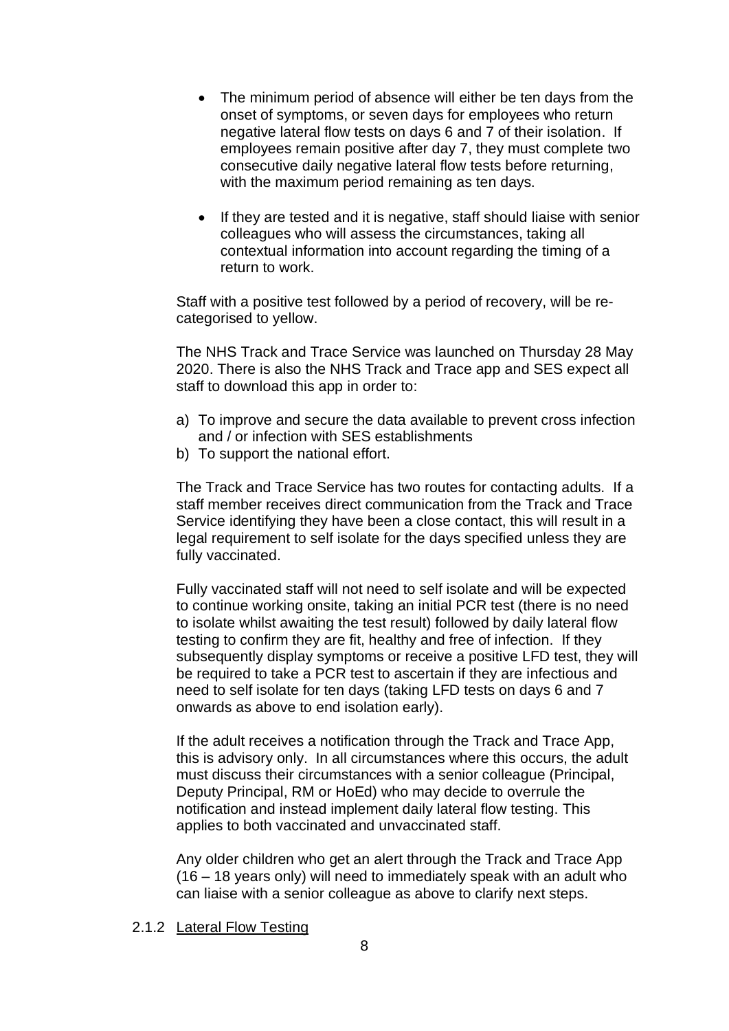- The minimum period of absence will either be ten days from the onset of symptoms, or seven days for employees who return negative lateral flow tests on days 6 and 7 of their isolation. If employees remain positive after day 7, they must complete two consecutive daily negative lateral flow tests before returning, with the maximum period remaining as ten days.

- If they are tested and it is negative, staff should liaise with senior colleagues who will assess the circumstances, taking all contextual information into account regarding the timing of a return to work.

Staff with a positive test followed by a period of recovery, will be re-categorised to yellow.

The NHS Track and Trace Service was launched on Thursday 28 May 2020. There is also the NHS Track and Trace app and SES expect all staff to download this app in order to:

a) To improve and secure the data available to prevent cross infection and / or infection with SES establishments
b) To support the national effort.

The Track and Trace Service has two routes for contacting adults. If a staff member receives direct communication from the Track and Trace Service identifying they have been a close contact, this will result in a legal requirement to self isolate for the days specified unless they are fully vaccinated.

Fully vaccinated staff will not need to self isolate and will be expected to continue working onsite, taking an initial PCR test (there is no need to isolate whilst awaiting the test result) followed by daily lateral flow testing to confirm they are fit, healthy and free of infection. If they subsequently display symptoms or receive a positive LFD test, they will be required to take a PCR test to ascertain if they are infectious and need to self isolate for ten days (taking LFD tests on days 6 and 7 onwards as above to end isolation early).

If the adult receives a notification through the Track and Trace App, this is advisory only. In all circumstances where this occurs, the adult must discuss their circumstances with a senior colleague (Principal, Deputy Principal, RM or HoEd) who may decide to overrule the notification and instead implement daily lateral flow testing. This applies to both vaccinated and unvaccinated staff.

Any older children who get an alert through the Track and Trace App (16 – 18 years only) will need to immediately speak with an adult who can liaise with a senior colleague as above to clarify next steps.

#### 2.1.2 Lateral Flow Testing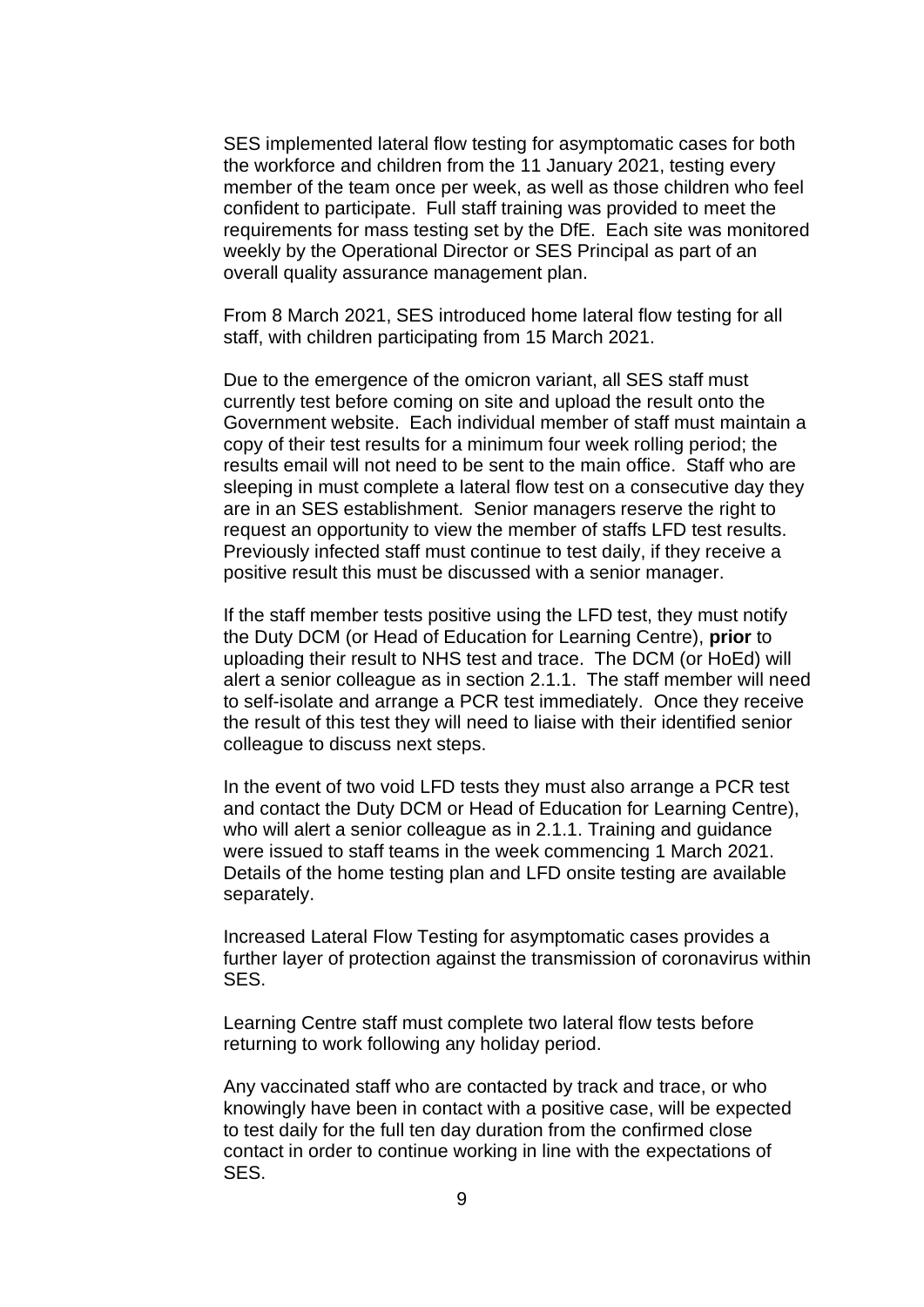SES implemented lateral flow testing for asymptomatic cases for both the workforce and children from the 11 January 2021, testing every member of the team once per week, as well as those children who feel confident to participate. Full staff training was provided to meet the requirements for mass testing set by the DfE. Each site was monitored weekly by the Operational Director or SES Principal as part of an overall quality assurance management plan.

From 8 March 2021, SES introduced home lateral flow testing for all staff, with children participating from 15 March 2021.

Due to the emergence of the omicron variant, all SES staff must currently test before coming on site and upload the result onto the Government website. Each individual member of staff must maintain a copy of their test results for a minimum four week rolling period; the results email will not need to be sent to the main office. Staff who are sleeping in must complete a lateral flow test on a consecutive day they are in an SES establishment. Senior managers reserve the right to request an opportunity to view the member of staffs LFD test results. Previously infected staff must continue to test daily, if they receive a positive result this must be discussed with a senior manager.

If the staff member tests positive using the LFD test, they must notify the Duty DCM (or Head of Education for Learning Centre), **prior** to uploading their result to NHS test and trace. The DCM (or HoEd) will alert a senior colleague as in section 2.1.1. The staff member will need to self-isolate and arrange a PCR test immediately. Once they receive the result of this test they will need to liaise with their identified senior colleague to discuss next steps.

In the event of two void LFD tests they must also arrange a PCR test and contact the Duty DCM or Head of Education for Learning Centre), who will alert a senior colleague as in 2.1.1. Training and guidance were issued to staff teams in the week commencing 1 March 2021. Details of the home testing plan and LFD onsite testing are available separately.

Increased Lateral Flow Testing for asymptomatic cases provides a further layer of protection against the transmission of coronavirus within SES.

Learning Centre staff must complete two lateral flow tests before returning to work following any holiday period.

Any vaccinated staff who are contacted by track and trace, or who knowingly have been in contact with a positive case, will be expected to test daily for the full ten day duration from the confirmed close contact in order to continue working in line with the expectations of SES.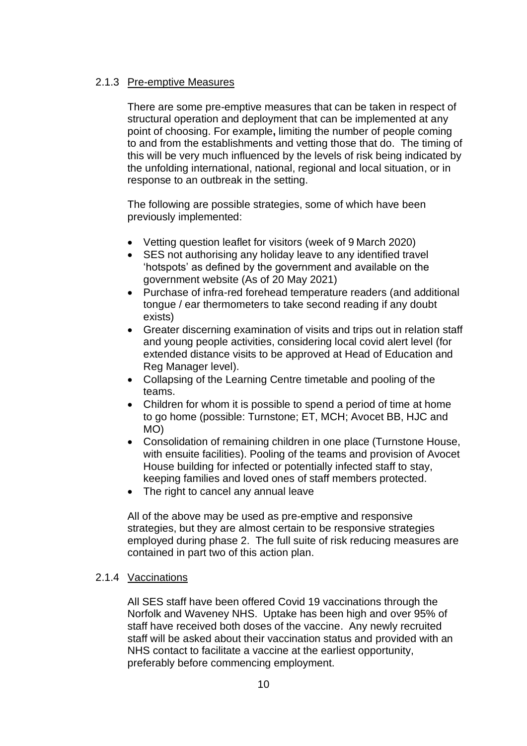### 2.1.3 Pre-emptive Measures

There are some pre-emptive measures that can be taken in respect of structural operation and deployment that can be implemented at any point of choosing. For example**,** limiting the number of people coming to and from the establishments and vetting those that do. The timing of this will be very much influenced by the levels of risk being indicated by the unfolding international, national, regional and local situation, or in response to an outbreak in the setting.

The following are possible strategies, some of which have been previously implemented:

- Vetting question leaflet for visitors (week of 9 March 2020)
- SES not authorising any holiday leave to any identified travel 'hotspots' as defined by the government and available on the government website (As of 20 May 2021)
- Purchase of infra-red forehead temperature readers (and additional tongue / ear thermometers to take second reading if any doubt exists)
- Greater discerning examination of visits and trips out in relation staff and young people activities, considering local covid alert level (for extended distance visits to be approved at Head of Education and Reg Manager level).
- Collapsing of the Learning Centre timetable and pooling of the teams.
- Children for whom it is possible to spend a period of time at home to go home (possible: Turnstone; ET, MCH; Avocet BB, HJC and MO)
- Consolidation of remaining children in one place (Turnstone House, with ensuite facilities). Pooling of the teams and provision of Avocet House building for infected or potentially infected staff to stay, keeping families and loved ones of staff members protected.
- The right to cancel any annual leave

All of the above may be used as pre-emptive and responsive strategies, but they are almost certain to be responsive strategies employed during phase 2. The full suite of risk reducing measures are contained in part two of this action plan.

### 2.1.4 Vaccinations

All SES staff have been offered Covid 19 vaccinations through the Norfolk and Waveney NHS. Uptake has been high and over 95% of staff have received both doses of the vaccine. Any newly recruited staff will be asked about their vaccination status and provided with an NHS contact to facilitate a vaccine at the earliest opportunity, preferably before commencing employment.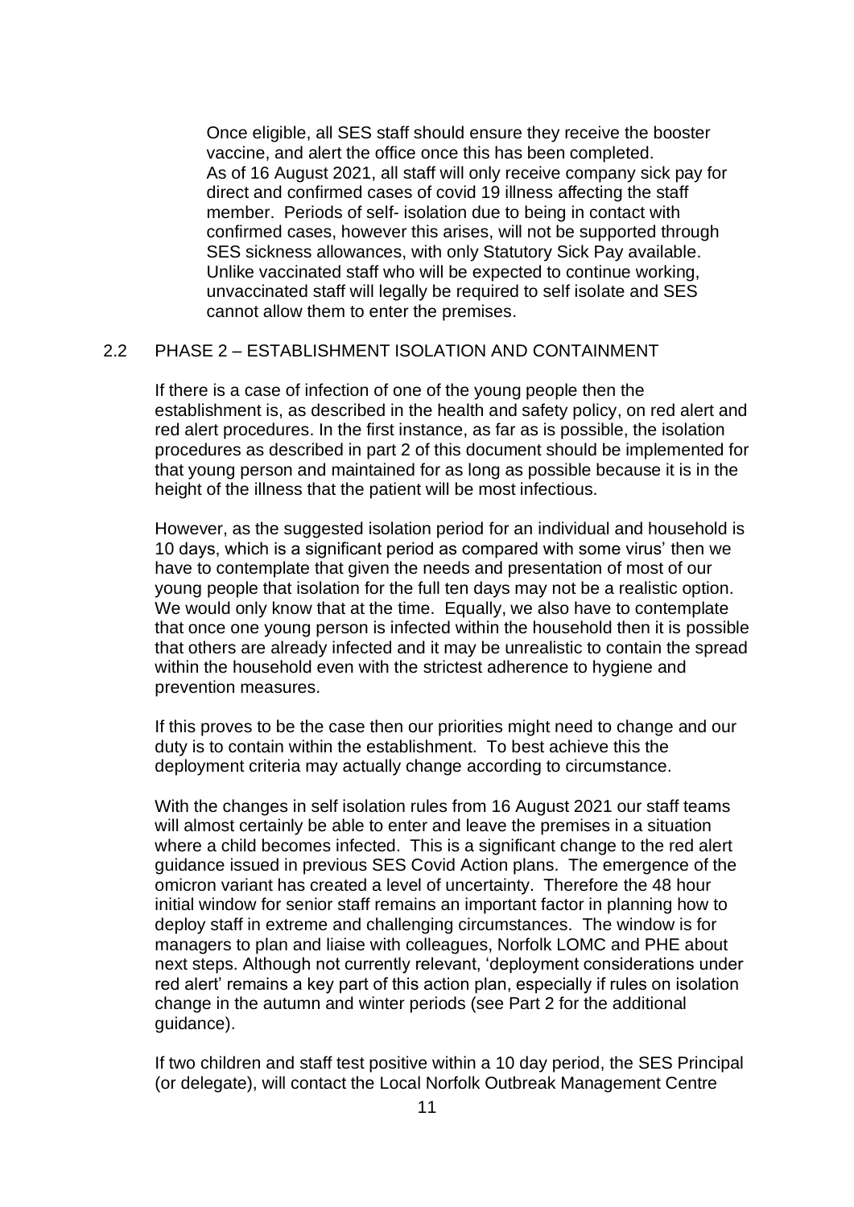Once eligible, all SES staff should ensure they receive the booster vaccine, and alert the office once this has been completed. As of 16 August 2021, all staff will only receive company sick pay for direct and confirmed cases of covid 19 illness affecting the staff member. Periods of self- isolation due to being in contact with confirmed cases, however this arises, will not be supported through SES sickness allowances, with only Statutory Sick Pay available. Unlike vaccinated staff who will be expected to continue working, unvaccinated staff will legally be required to self isolate and SES cannot allow them to enter the premises.

## 2.2 PHASE 2 – ESTABLISHMENT ISOLATION AND CONTAINMENT

If there is a case of infection of one of the young people then the establishment is, as described in the health and safety policy, on red alert and red alert procedures. In the first instance, as far as is possible, the isolation procedures as described in part 2 of this document should be implemented for that young person and maintained for as long as possible because it is in the height of the illness that the patient will be most infectious.

However, as the suggested isolation period for an individual and household is 10 days, which is a significant period as compared with some virus' then we have to contemplate that given the needs and presentation of most of our young people that isolation for the full ten days may not be a realistic option. We would only know that at the time. Equally, we also have to contemplate that once one young person is infected within the household then it is possible that others are already infected and it may be unrealistic to contain the spread within the household even with the strictest adherence to hygiene and prevention measures.

If this proves to be the case then our priorities might need to change and our duty is to contain within the establishment. To best achieve this the deployment criteria may actually change according to circumstance.

With the changes in self isolation rules from 16 August 2021 our staff teams will almost certainly be able to enter and leave the premises in a situation where a child becomes infected. This is a significant change to the red alert guidance issued in previous SES Covid Action plans. The emergence of the omicron variant has created a level of uncertainty. Therefore the 48 hour initial window for senior staff remains an important factor in planning how to deploy staff in extreme and challenging circumstances. The window is for managers to plan and liaise with colleagues, Norfolk LOMC and PHE about next steps. Although not currently relevant, 'deployment considerations under red alert' remains a key part of this action plan, especially if rules on isolation change in the autumn and winter periods (see Part 2 for the additional guidance).

If two children and staff test positive within a 10 day period, the SES Principal (or delegate), will contact the Local Norfolk Outbreak Management Centre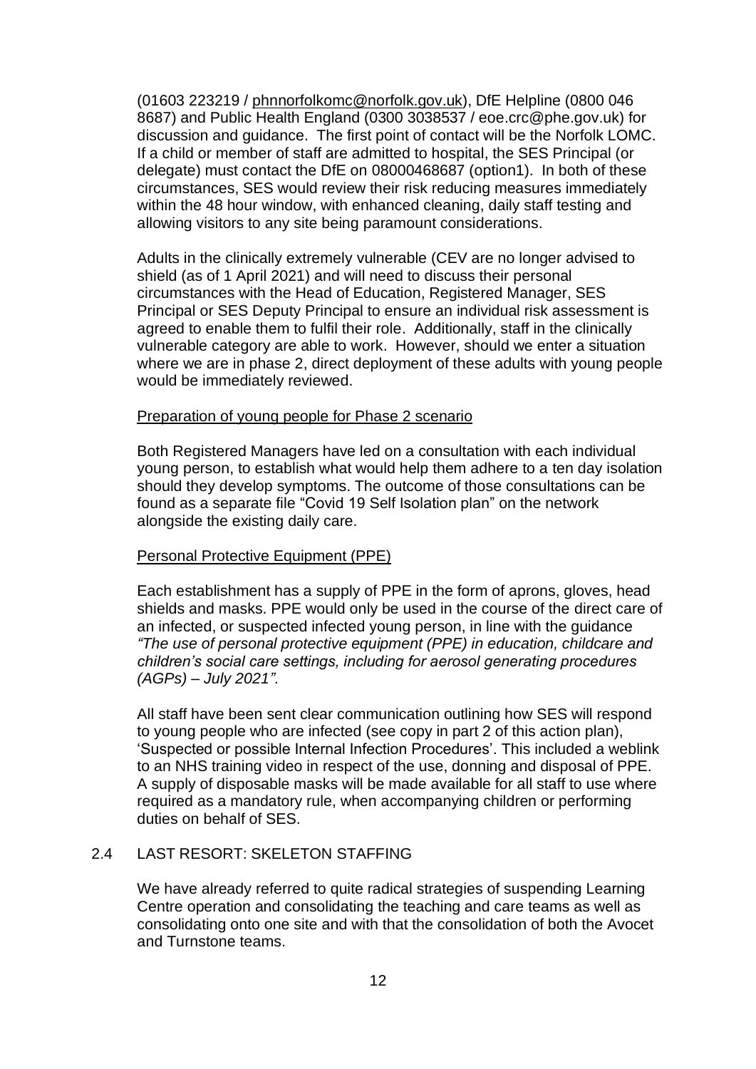(01603 223219 / phnnorfolkomc@norfolk.gov.uk), DfE Helpline (0800 046 8687) and Public Health England (0300 3038537 / eoe.crc@phe.gov.uk) for discussion and guidance. The first point of contact will be the Norfolk LOMC. If a child or member of staff are admitted to hospital, the SES Principal (or delegate) must contact the DfE on 08000468687 (option1). In both of these circumstances, SES would review their risk reducing measures immediately within the 48 hour window, with enhanced cleaning, daily staff testing and allowing visitors to any site being paramount considerations.

Adults in the clinically extremely vulnerable (CEV are no longer advised to shield (as of 1 April 2021) and will need to discuss their personal circumstances with the Head of Education, Registered Manager, SES Principal or SES Deputy Principal to ensure an individual risk assessment is agreed to enable them to fulfil their role. Additionally, staff in the clinically vulnerable category are able to work. However, should we enter a situation where we are in phase 2, direct deployment of these adults with young people would be immediately reviewed.

Preparation of young people for Phase 2 scenario

Both Registered Managers have led on a consultation with each individual young person, to establish what would help them adhere to a ten day isolation should they develop symptoms. The outcome of those consultations can be found as a separate file "Covid 19 Self Isolation plan" on the network alongside the existing daily care.

Personal Protective Equipment (PPE)

Each establishment has a supply of PPE in the form of aprons, gloves, head shields and masks. PPE would only be used in the course of the direct care of an infected, or suspected infected young person, in line with the guidance *"The use of personal protective equipment (PPE) in education, childcare and children's social care settings, including for aerosol generating procedures (AGPs) – July 2021".*

All staff have been sent clear communication outlining how SES will respond to young people who are infected (see copy in part 2 of this action plan), 'Suspected or possible Internal Infection Procedures'. This included a weblink to an NHS training video in respect of the use, donning and disposal of PPE. A supply of disposable masks will be made available for all staff to use where required as a mandatory rule, when accompanying children or performing duties on behalf of SES.

## 2.4 LAST RESORT: SKELETON STAFFING

We have already referred to quite radical strategies of suspending Learning Centre operation and consolidating the teaching and care teams as well as consolidating onto one site and with that the consolidation of both the Avocet and Turnstone teams.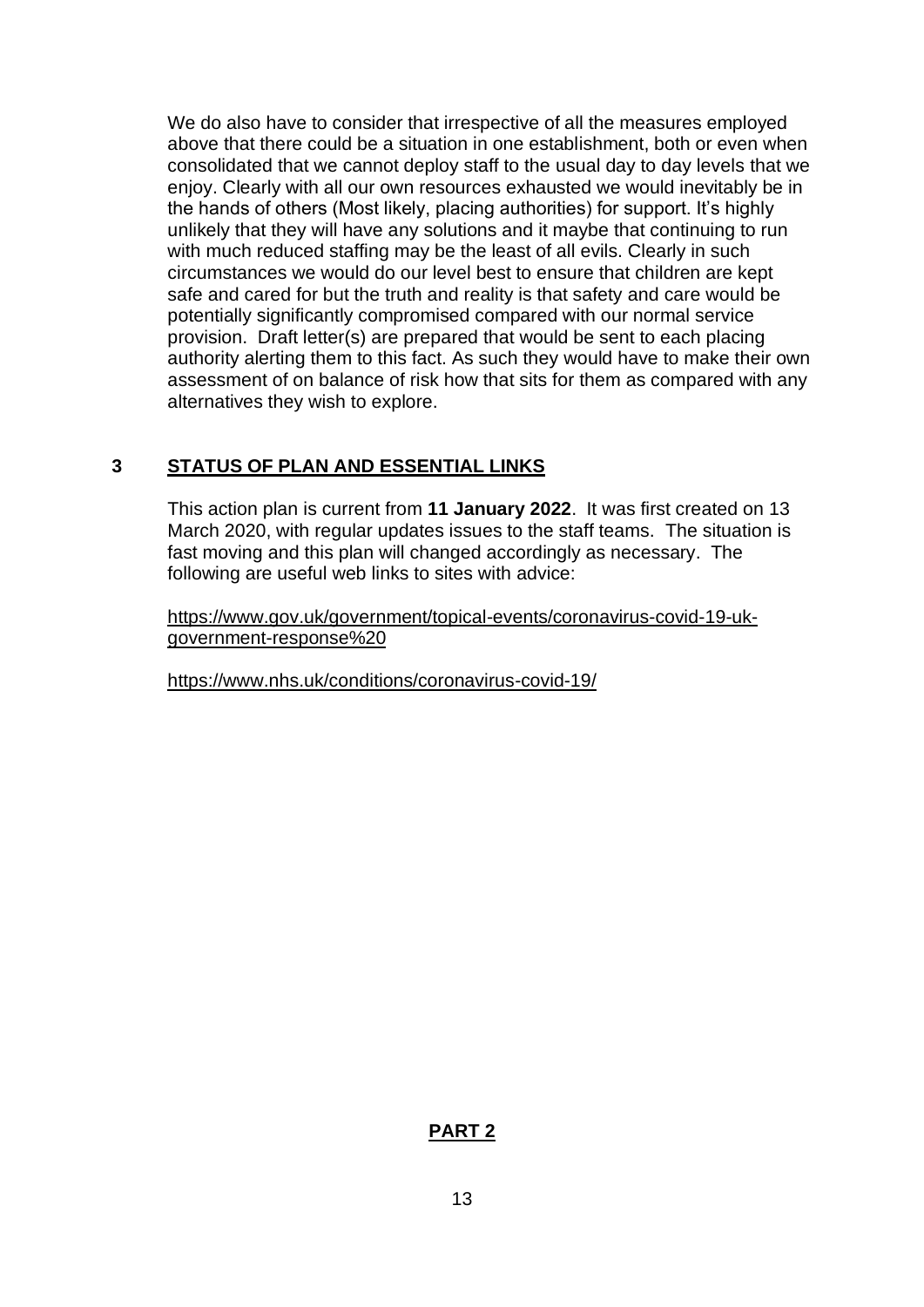We do also have to consider that irrespective of all the measures employed above that there could be a situation in one establishment, both or even when consolidated that we cannot deploy staff to the usual day to day levels that we enjoy. Clearly with all our own resources exhausted we would inevitably be in the hands of others (Most likely, placing authorities) for support. It's highly unlikely that they will have any solutions and it maybe that continuing to run with much reduced staffing may be the least of all evils. Clearly in such circumstances we would do our level best to ensure that children are kept safe and cared for but the truth and reality is that safety and care would be potentially significantly compromised compared with our normal service provision. Draft letter(s) are prepared that would be sent to each placing authority alerting them to this fact. As such they would have to make their own assessment of on balance of risk how that sits for them as compared with any alternatives they wish to explore.

## 3 STATUS OF PLAN AND ESSENTIAL LINKS

This action plan is current from **11 January 2022**. It was first created on 13 March 2020, with regular updates issues to the staff teams. The situation is fast moving and this plan will changed accordingly as necessary. The following are useful web links to sites with advice:

https://www.gov.uk/government/topical-events/coronavirus-covid-19-uk-government-response%20

https://www.nhs.uk/conditions/coronavirus-covid-19/

## PART 2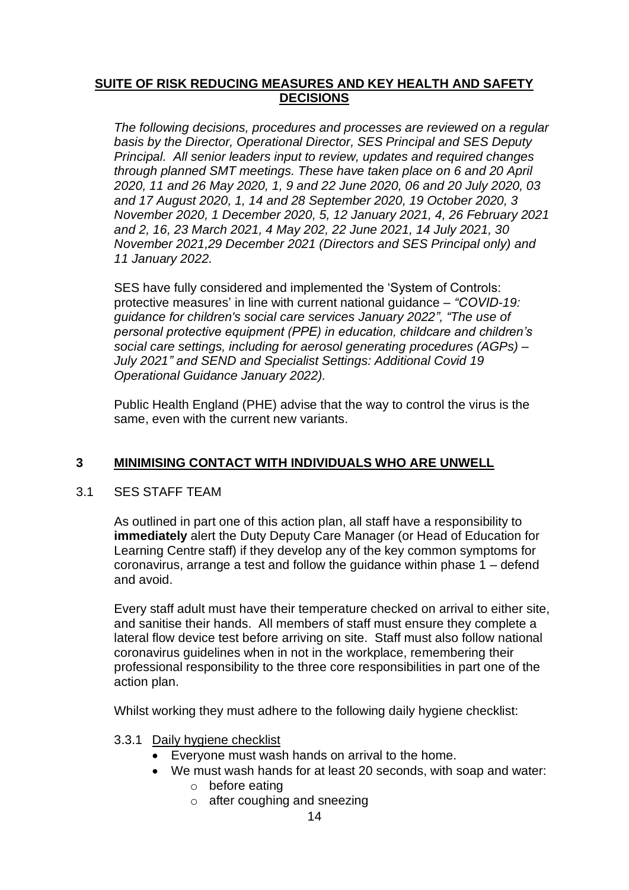## SUITE OF RISK REDUCING MEASURES AND KEY HEALTH AND SAFETY DECISIONS

*The following decisions, procedures and processes are reviewed on a regular basis by the Director, Operational Director, SES Principal and SES Deputy Principal. All senior leaders input to review, updates and required changes through planned SMT meetings. These have taken place on 6 and 20 April 2020, 11 and 26 May 2020, 1, 9 and 22 June 2020, 06 and 20 July 2020, 03 and 17 August 2020, 1, 14 and 28 September 2020, 19 October 2020, 3 November 2020, 1 December 2020, 5, 12 January 2021, 4, 26 February 2021 and 2, 16, 23 March 2021, 4 May 202, 22 June 2021, 14 July 2021, 30 November 2021,29 December 2021 (Directors and SES Principal only) and 11 January 2022.*

SES have fully considered and implemented the 'System of Controls: protective measures' in line with current national guidance – *"COVID-19: guidance for children's social care services January 2022", "The use of personal protective equipment (PPE) in education, childcare and children's social care settings, including for aerosol generating procedures (AGPs) – July 2021" and SEND and Specialist Settings: Additional Covid 19 Operational Guidance January 2022).*

Public Health England (PHE) advise that the way to control the virus is the same, even with the current new variants.

## 3 MINIMISING CONTACT WITH INDIVIDUALS WHO ARE UNWELL

### 3.1 SES STAFF TEAM

As outlined in part one of this action plan, all staff have a responsibility to **immediately** alert the Duty Deputy Care Manager (or Head of Education for Learning Centre staff) if they develop any of the key common symptoms for coronavirus, arrange a test and follow the guidance within phase 1 – defend and avoid.

Every staff adult must have their temperature checked on arrival to either site, and sanitise their hands. All members of staff must ensure they complete a lateral flow device test before arriving on site. Staff must also follow national coronavirus guidelines when in not in the workplace, remembering their professional responsibility to the three core responsibilities in part one of the action plan.

Whilst working they must adhere to the following daily hygiene checklist:

#### 3.3.1 Daily hygiene checklist

- Everyone must wash hands on arrival to the home.
- We must wash hands for at least 20 seconds, with soap and water:
  - before eating
  - after coughing and sneezing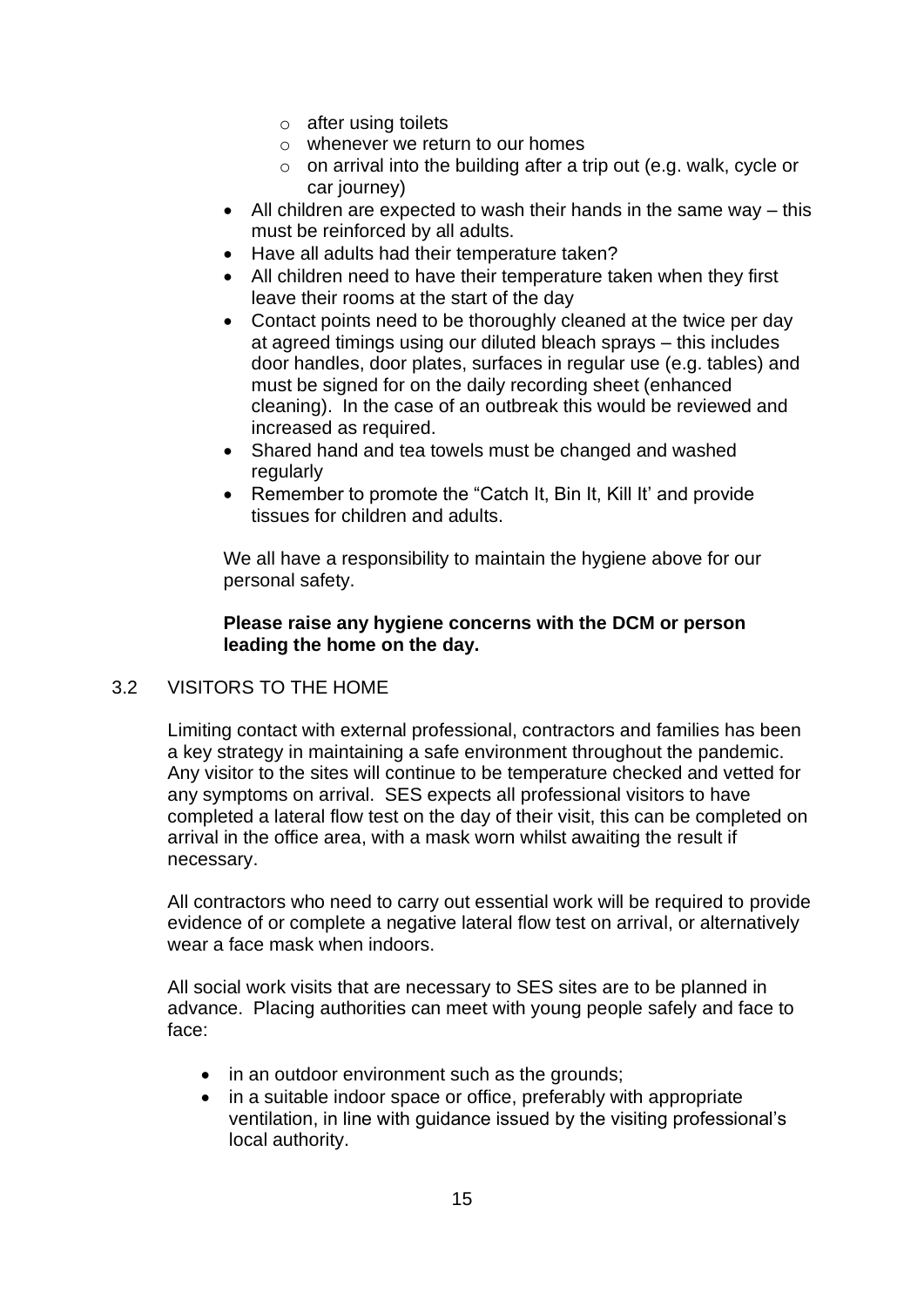- after using toilets
  - whenever we return to our homes
  - on arrival into the building after a trip out (e.g. walk, cycle or car journey)
- All children are expected to wash their hands in the same way – this must be reinforced by all adults.
- Have all adults had their temperature taken?
- All children need to have their temperature taken when they first leave their rooms at the start of the day
- Contact points need to be thoroughly cleaned at the twice per day at agreed timings using our diluted bleach sprays – this includes door handles, door plates, surfaces in regular use (e.g. tables) and must be signed for on the daily recording sheet (enhanced cleaning). In the case of an outbreak this would be reviewed and increased as required.
- Shared hand and tea towels must be changed and washed regularly
- Remember to promote the "Catch It, Bin It, Kill It' and provide tissues for children and adults.

We all have a responsibility to maintain the hygiene above for our personal safety.

**Please raise any hygiene concerns with the DCM or person leading the home on the day.**

## 3.2 VISITORS TO THE HOME

Limiting contact with external professional, contractors and families has been a key strategy in maintaining a safe environment throughout the pandemic. Any visitor to the sites will continue to be temperature checked and vetted for any symptoms on arrival. SES expects all professional visitors to have completed a lateral flow test on the day of their visit, this can be completed on arrival in the office area, with a mask worn whilst awaiting the result if necessary.

All contractors who need to carry out essential work will be required to provide evidence of or complete a negative lateral flow test on arrival, or alternatively wear a face mask when indoors.

All social work visits that are necessary to SES sites are to be planned in advance. Placing authorities can meet with young people safely and face to face:

- in an outdoor environment such as the grounds;
- in a suitable indoor space or office, preferably with appropriate ventilation, in line with guidance issued by the visiting professional's local authority.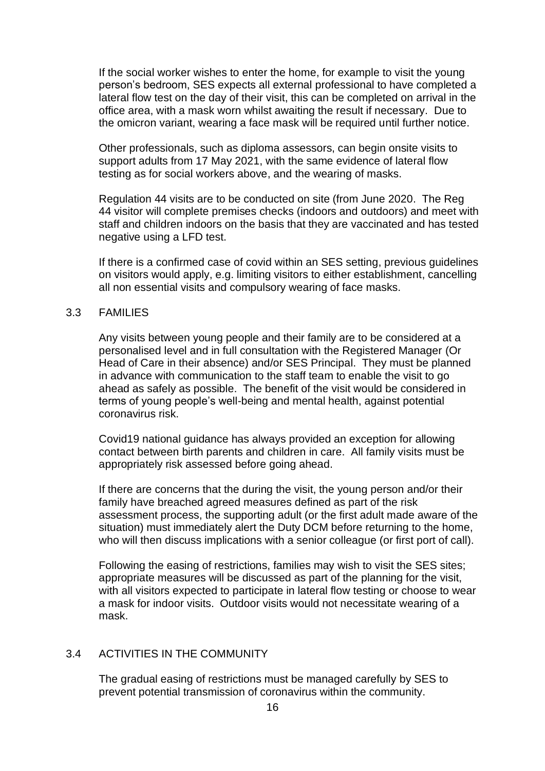If the social worker wishes to enter the home, for example to visit the young person's bedroom, SES expects all external professional to have completed a lateral flow test on the day of their visit, this can be completed on arrival in the office area, with a mask worn whilst awaiting the result if necessary. Due to the omicron variant, wearing a face mask will be required until further notice.

Other professionals, such as diploma assessors, can begin onsite visits to support adults from 17 May 2021, with the same evidence of lateral flow testing as for social workers above, and the wearing of masks.

Regulation 44 visits are to be conducted on site (from June 2020. The Reg 44 visitor will complete premises checks (indoors and outdoors) and meet with staff and children indoors on the basis that they are vaccinated and has tested negative using a LFD test.

If there is a confirmed case of covid within an SES setting, previous guidelines on visitors would apply, e.g. limiting visitors to either establishment, cancelling all non essential visits and compulsory wearing of face masks.

## 3.3 FAMILIES

Any visits between young people and their family are to be considered at a personalised level and in full consultation with the Registered Manager (Or Head of Care in their absence) and/or SES Principal. They must be planned in advance with communication to the staff team to enable the visit to go ahead as safely as possible. The benefit of the visit would be considered in terms of young people's well-being and mental health, against potential coronavirus risk.

Covid19 national guidance has always provided an exception for allowing contact between birth parents and children in care. All family visits must be appropriately risk assessed before going ahead.

If there are concerns that the during the visit, the young person and/or their family have breached agreed measures defined as part of the risk assessment process, the supporting adult (or the first adult made aware of the situation) must immediately alert the Duty DCM before returning to the home, who will then discuss implications with a senior colleague (or first port of call).

Following the easing of restrictions, families may wish to visit the SES sites; appropriate measures will be discussed as part of the planning for the visit, with all visitors expected to participate in lateral flow testing or choose to wear a mask for indoor visits. Outdoor visits would not necessitate wearing of a mask.

## 3.4 ACTIVITIES IN THE COMMUNITY

The gradual easing of restrictions must be managed carefully by SES to prevent potential transmission of coronavirus within the community.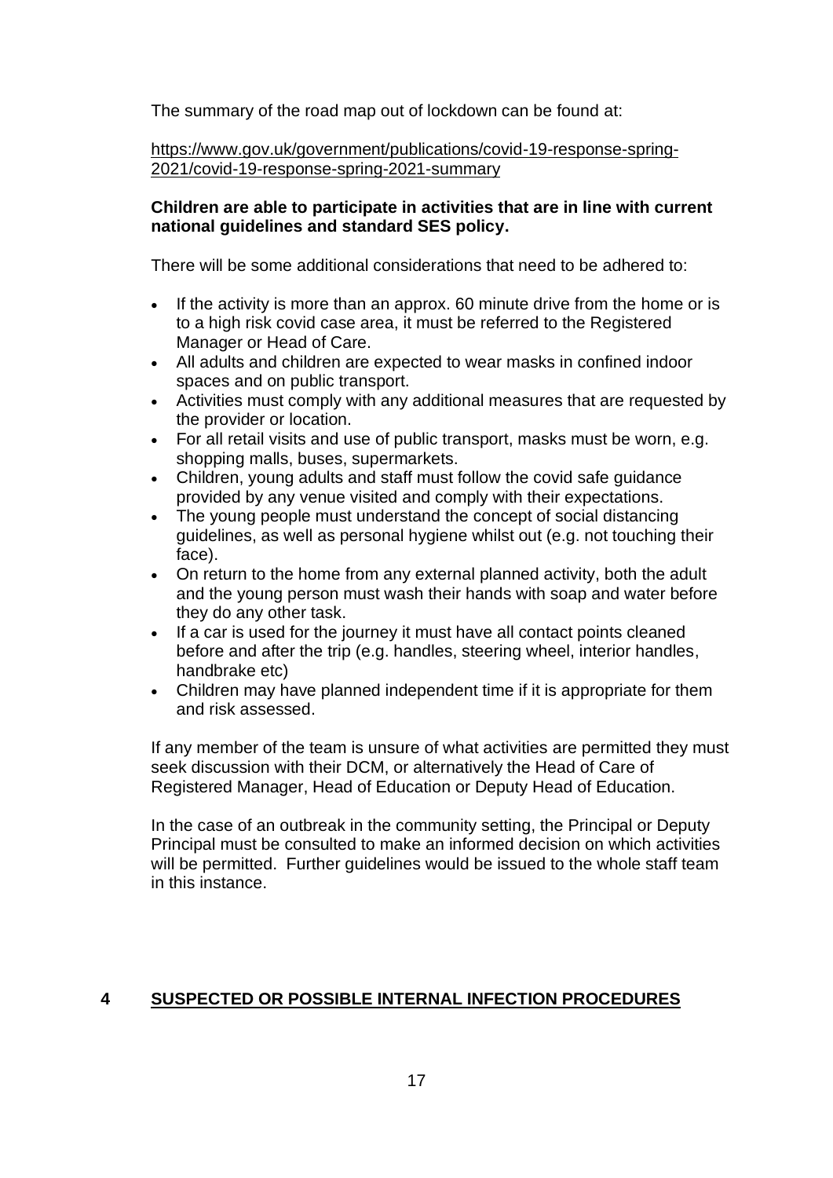The summary of the road map out of lockdown can be found at:

[https://www.gov.uk/government/publications/covid-19-response-spring-2021/covid-19-response-spring-2021-summary](https://www.gov.uk/government/publications/covid-19-response-spring-2021/covid-19-response-spring-2021-summary)

**Children are able to participate in activities that are in line with current national guidelines and standard SES policy.**

There will be some additional considerations that need to be adhered to:

- If the activity is more than an approx. 60 minute drive from the home or is to a high risk covid case area, it must be referred to the Registered Manager or Head of Care.
- All adults and children are expected to wear masks in confined indoor spaces and on public transport.
- Activities must comply with any additional measures that are requested by the provider or location.
- For all retail visits and use of public transport, masks must be worn, e.g. shopping malls, buses, supermarkets.
- Children, young adults and staff must follow the covid safe guidance provided by any venue visited and comply with their expectations.
- The young people must understand the concept of social distancing guidelines, as well as personal hygiene whilst out (e.g. not touching their face).
- On return to the home from any external planned activity, both the adult and the young person must wash their hands with soap and water before they do any other task.
- If a car is used for the journey it must have all contact points cleaned before and after the trip (e.g. handles, steering wheel, interior handles, handbrake etc)
- Children may have planned independent time if it is appropriate for them and risk assessed.

If any member of the team is unsure of what activities are permitted they must seek discussion with their DCM, or alternatively the Head of Care of Registered Manager, Head of Education or Deputy Head of Education.

In the case of an outbreak in the community setting, the Principal or Deputy Principal must be consulted to make an informed decision on which activities will be permitted. Further guidelines would be issued to the whole staff team in this instance.

## 4 SUSPECTED OR POSSIBLE INTERNAL INFECTION PROCEDURES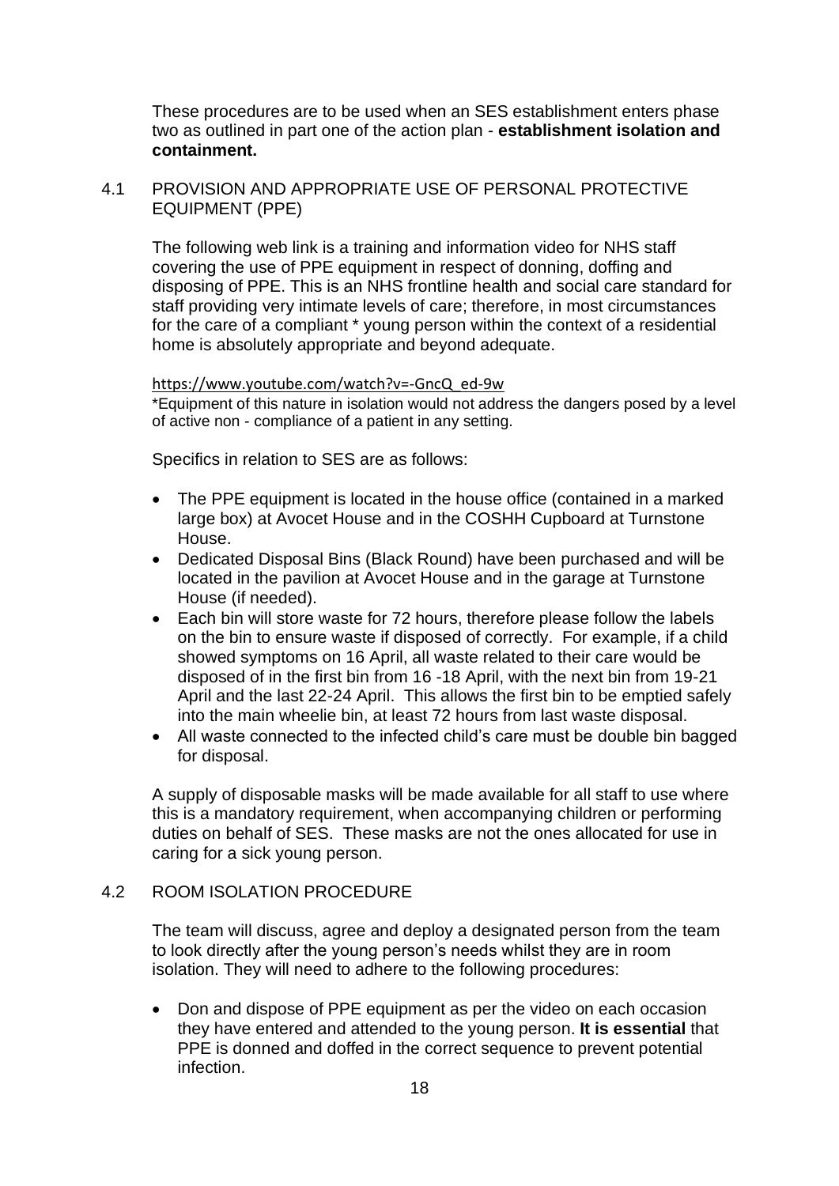These procedures are to be used when an SES establishment enters phase two as outlined in part one of the action plan - **establishment isolation and containment.**

## 4.1 PROVISION AND APPROPRIATE USE OF PERSONAL PROTECTIVE EQUIPMENT (PPE)

The following web link is a training and information video for NHS staff covering the use of PPE equipment in respect of donning, doffing and disposing of PPE. This is an NHS frontline health and social care standard for staff providing very intimate levels of care; therefore, in most circumstances for the care of a compliant * young person within the context of a residential home is absolutely appropriate and beyond adequate.

https://www.youtube.com/watch?v=-GncQ_ed-9w

*Equipment of this nature in isolation would not address the dangers posed by a level of active non - compliance of a patient in any setting.

Specifics in relation to SES are as follows:

- The PPE equipment is located in the house office (contained in a marked large box) at Avocet House and in the COSHH Cupboard at Turnstone House.
- Dedicated Disposal Bins (Black Round) have been purchased and will be located in the pavilion at Avocet House and in the garage at Turnstone House (if needed).
- Each bin will store waste for 72 hours, therefore please follow the labels on the bin to ensure waste if disposed of correctly. For example, if a child showed symptoms on 16 April, all waste related to their care would be disposed of in the first bin from 16 -18 April, with the next bin from 19-21 April and the last 22-24 April. This allows the first bin to be emptied safely into the main wheelie bin, at least 72 hours from last waste disposal.
- All waste connected to the infected child's care must be double bin bagged for disposal.

A supply of disposable masks will be made available for all staff to use where this is a mandatory requirement, when accompanying children or performing duties on behalf of SES. These masks are not the ones allocated for use in caring for a sick young person.

## 4.2 ROOM ISOLATION PROCEDURE

The team will discuss, agree and deploy a designated person from the team to look directly after the young person's needs whilst they are in room isolation. They will need to adhere to the following procedures:

- Don and dispose of PPE equipment as per the video on each occasion they have entered and attended to the young person. **It is essential** that PPE is donned and doffed in the correct sequence to prevent potential infection.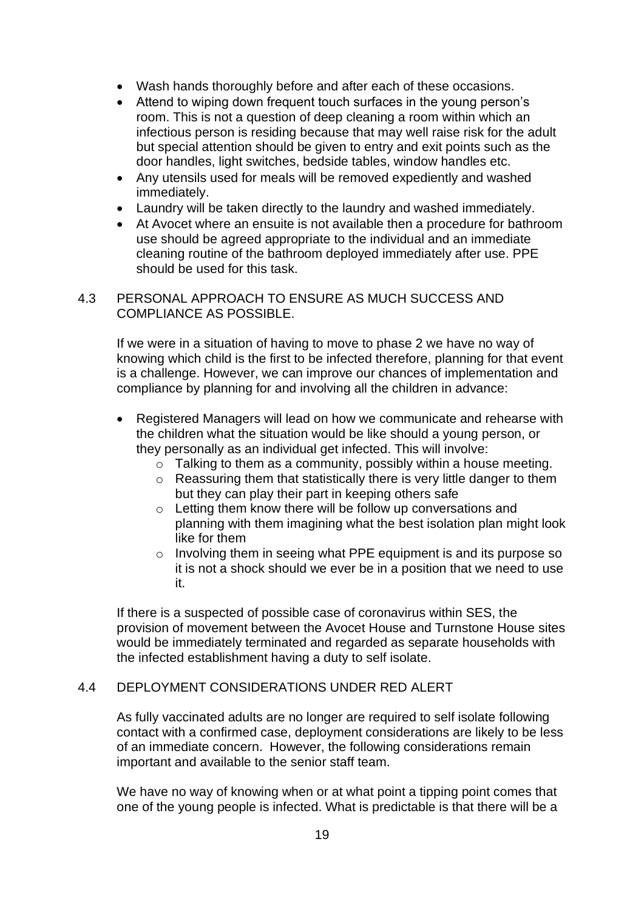- Wash hands thoroughly before and after each of these occasions.
- Attend to wiping down frequent touch surfaces in the young person's room. This is not a question of deep cleaning a room within which an infectious person is residing because that may well raise risk for the adult but special attention should be given to entry and exit points such as the door handles, light switches, bedside tables, window handles etc.
- Any utensils used for meals will be removed expediently and washed immediately.
- Laundry will be taken directly to the laundry and washed immediately.
- At Avocet where an ensuite is not available then a procedure for bathroom use should be agreed appropriate to the individual and an immediate cleaning routine of the bathroom deployed immediately after use. PPE should be used for this task.

### 4.3 PERSONAL APPROACH TO ENSURE AS MUCH SUCCESS AND COMPLIANCE AS POSSIBLE.

If we were in a situation of having to move to phase 2 we have no way of knowing which child is the first to be infected therefore, planning for that event is a challenge. However, we can improve our chances of implementation and compliance by planning for and involving all the children in advance:

- Registered Managers will lead on how we communicate and rehearse with the children what the situation would be like should a young person, or they personally as an individual get infected. This will involve:
  - Talking to them as a community, possibly within a house meeting.
  - Reassuring them that statistically there is very little danger to them but they can play their part in keeping others safe
  - Letting them know there will be follow up conversations and planning with them imagining what the best isolation plan might look like for them
  - Involving them in seeing what PPE equipment is and its purpose so it is not a shock should we ever be in a position that we need to use it.

If there is a suspected of possible case of coronavirus within SES, the provision of movement between the Avocet House and Turnstone House sites would be immediately terminated and regarded as separate households with the infected establishment having a duty to self isolate.

### 4.4 DEPLOYMENT CONSIDERATIONS UNDER RED ALERT

As fully vaccinated adults are no longer are required to self isolate following contact with a confirmed case, deployment considerations are likely to be less of an immediate concern. However, the following considerations remain important and available to the senior staff team.

We have no way of knowing when or at what point a tipping point comes that one of the young people is infected. What is predictable is that there will be a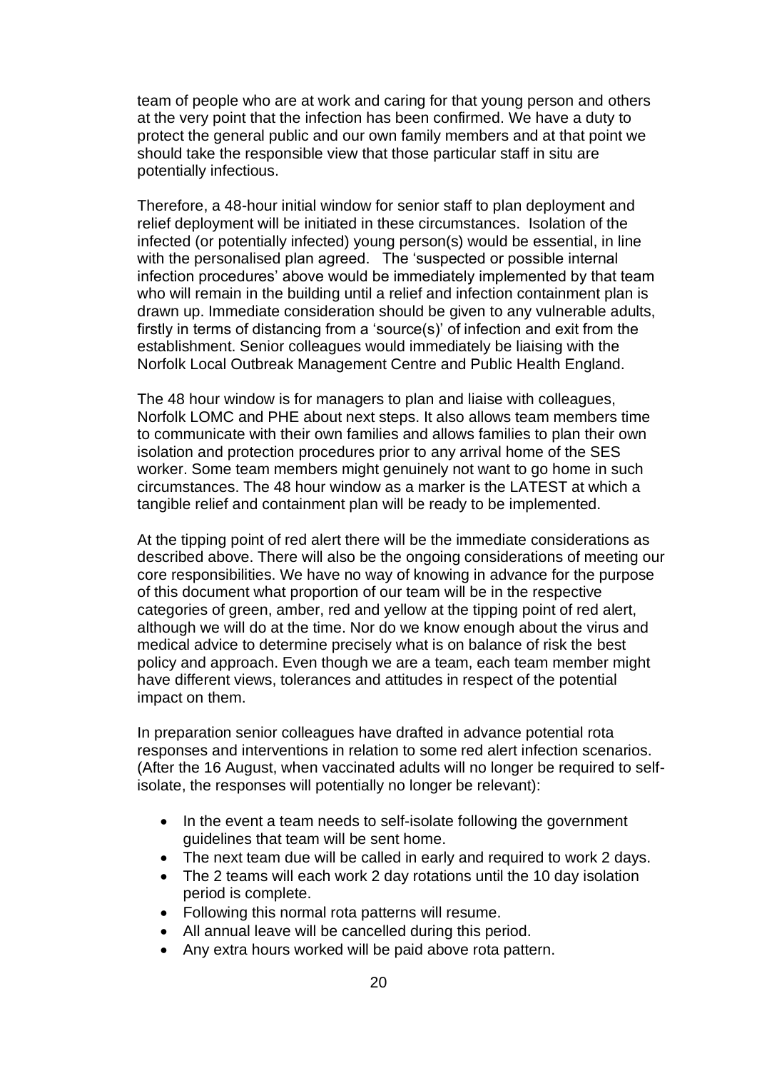team of people who are at work and caring for that young person and others at the very point that the infection has been confirmed. We have a duty to protect the general public and our own family members and at that point we should take the responsible view that those particular staff in situ are potentially infectious.

Therefore, a 48-hour initial window for senior staff to plan deployment and relief deployment will be initiated in these circumstances. Isolation of the infected (or potentially infected) young person(s) would be essential, in line with the personalised plan agreed. The 'suspected or possible internal infection procedures' above would be immediately implemented by that team who will remain in the building until a relief and infection containment plan is drawn up. Immediate consideration should be given to any vulnerable adults, firstly in terms of distancing from a 'source(s)' of infection and exit from the establishment. Senior colleagues would immediately be liaising with the Norfolk Local Outbreak Management Centre and Public Health England.

The 48 hour window is for managers to plan and liaise with colleagues, Norfolk LOMC and PHE about next steps. It also allows team members time to communicate with their own families and allows families to plan their own isolation and protection procedures prior to any arrival home of the SES worker. Some team members might genuinely not want to go home in such circumstances. The 48 hour window as a marker is the LATEST at which a tangible relief and containment plan will be ready to be implemented.

At the tipping point of red alert there will be the immediate considerations as described above. There will also be the ongoing considerations of meeting our core responsibilities. We have no way of knowing in advance for the purpose of this document what proportion of our team will be in the respective categories of green, amber, red and yellow at the tipping point of red alert, although we will do at the time. Nor do we know enough about the virus and medical advice to determine precisely what is on balance of risk the best policy and approach. Even though we are a team, each team member might have different views, tolerances and attitudes in respect of the potential impact on them.

In preparation senior colleagues have drafted in advance potential rota responses and interventions in relation to some red alert infection scenarios. (After the 16 August, when vaccinated adults will no longer be required to self-isolate, the responses will potentially no longer be relevant):

- In the event a team needs to self-isolate following the government guidelines that team will be sent home.
- The next team due will be called in early and required to work 2 days.
- The 2 teams will each work 2 day rotations until the 10 day isolation period is complete.
- Following this normal rota patterns will resume.
- All annual leave will be cancelled during this period.
- Any extra hours worked will be paid above rota pattern.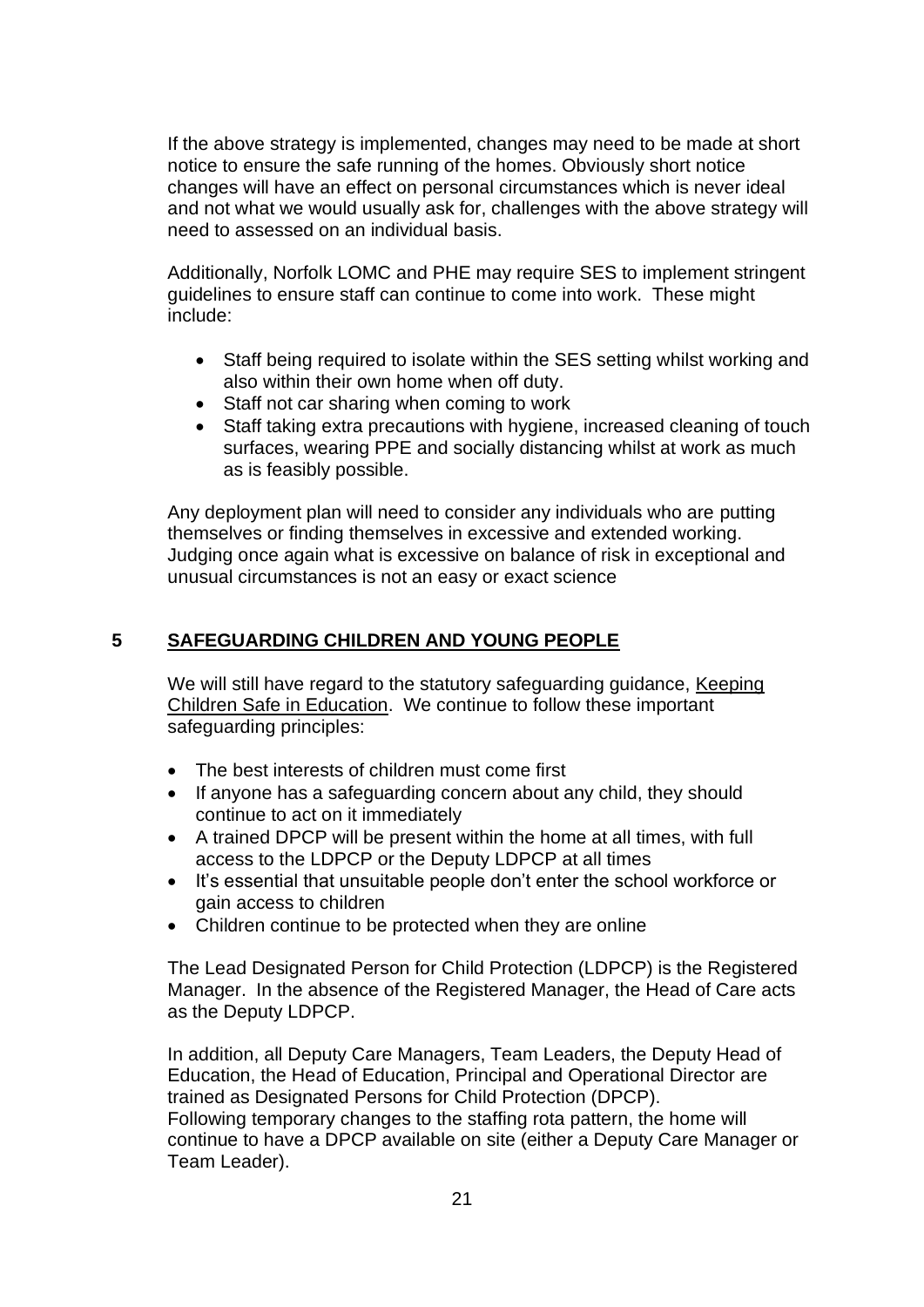If the above strategy is implemented, changes may need to be made at short notice to ensure the safe running of the homes. Obviously short notice changes will have an effect on personal circumstances which is never ideal and not what we would usually ask for, challenges with the above strategy will need to assessed on an individual basis.

Additionally, Norfolk LOMC and PHE may require SES to implement stringent guidelines to ensure staff can continue to come into work. These might include:

- Staff being required to isolate within the SES setting whilst working and also within their own home when off duty.
- Staff not car sharing when coming to work
- Staff taking extra precautions with hygiene, increased cleaning of touch surfaces, wearing PPE and socially distancing whilst at work as much as is feasibly possible.

Any deployment plan will need to consider any individuals who are putting themselves or finding themselves in excessive and extended working. Judging once again what is excessive on balance of risk in exceptional and unusual circumstances is not an easy or exact science

## 5 SAFEGUARDING CHILDREN AND YOUNG PEOPLE

We will still have regard to the statutory safeguarding guidance, Keeping Children Safe in Education. We continue to follow these important safeguarding principles:

- The best interests of children must come first
- If anyone has a safeguarding concern about any child, they should continue to act on it immediately
- A trained DPCP will be present within the home at all times, with full access to the LDPCP or the Deputy LDPCP at all times
- It's essential that unsuitable people don't enter the school workforce or gain access to children
- Children continue to be protected when they are online

The Lead Designated Person for Child Protection (LDPCP) is the Registered Manager. In the absence of the Registered Manager, the Head of Care acts as the Deputy LDPCP.

In addition, all Deputy Care Managers, Team Leaders, the Deputy Head of Education, the Head of Education, Principal and Operational Director are trained as Designated Persons for Child Protection (DPCP).
Following temporary changes to the staffing rota pattern, the home will continue to have a DPCP available on site (either a Deputy Care Manager or Team Leader).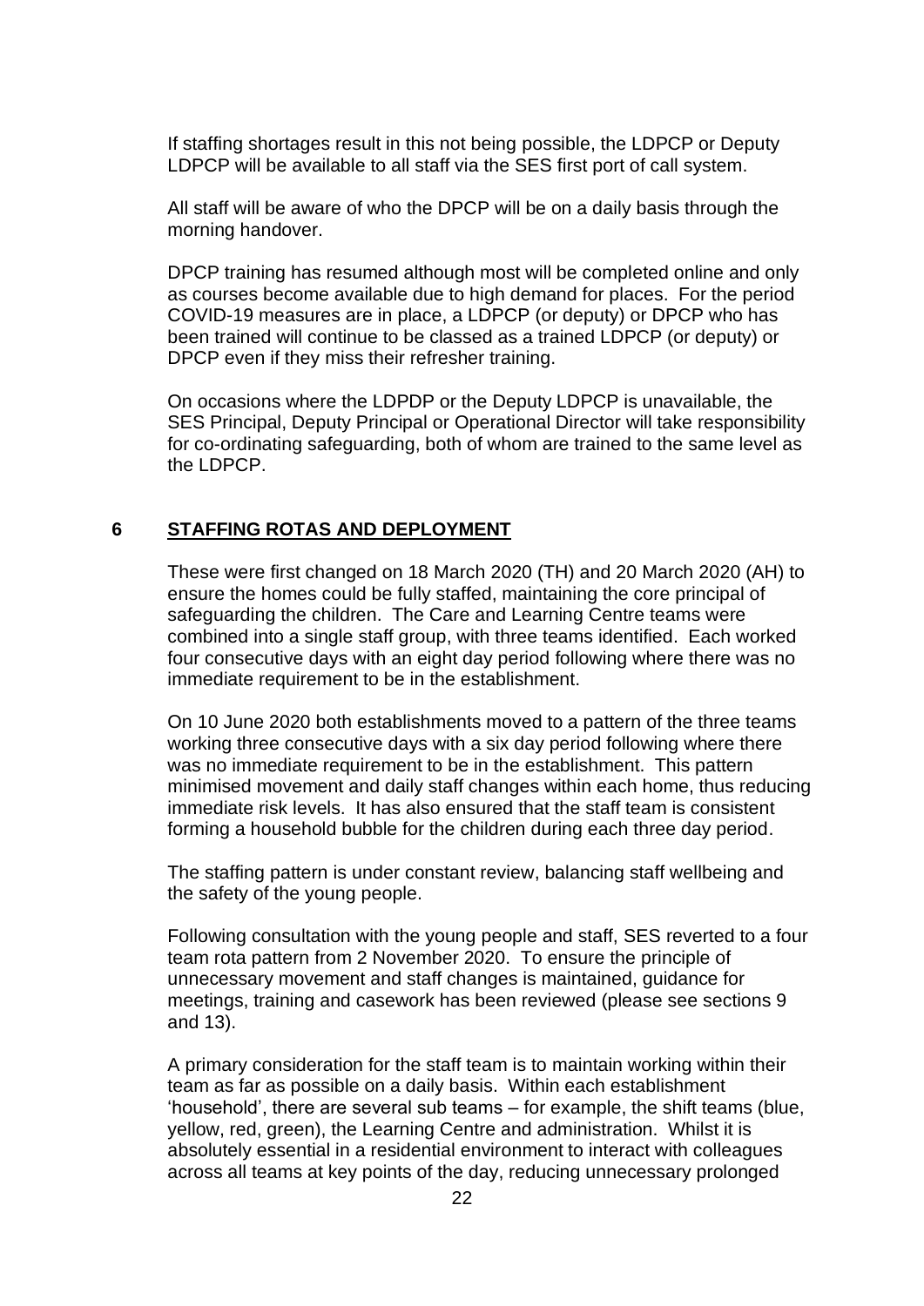If staffing shortages result in this not being possible, the LDPCP or Deputy LDPCP will be available to all staff via the SES first port of call system.

All staff will be aware of who the DPCP will be on a daily basis through the morning handover.

DPCP training has resumed although most will be completed online and only as courses become available due to high demand for places. For the period COVID-19 measures are in place, a LDPCP (or deputy) or DPCP who has been trained will continue to be classed as a trained LDPCP (or deputy) or DPCP even if they miss their refresher training.

On occasions where the LDPDP or the Deputy LDPCP is unavailable, the SES Principal, Deputy Principal or Operational Director will take responsibility for co-ordinating safeguarding, both of whom are trained to the same level as the LDPCP.

## 6 STAFFING ROTAS AND DEPLOYMENT

These were first changed on 18 March 2020 (TH) and 20 March 2020 (AH) to ensure the homes could be fully staffed, maintaining the core principal of safeguarding the children. The Care and Learning Centre teams were combined into a single staff group, with three teams identified. Each worked four consecutive days with an eight day period following where there was no immediate requirement to be in the establishment.

On 10 June 2020 both establishments moved to a pattern of the three teams working three consecutive days with a six day period following where there was no immediate requirement to be in the establishment. This pattern minimised movement and daily staff changes within each home, thus reducing immediate risk levels. It has also ensured that the staff team is consistent forming a household bubble for the children during each three day period.

The staffing pattern is under constant review, balancing staff wellbeing and the safety of the young people.

Following consultation with the young people and staff, SES reverted to a four team rota pattern from 2 November 2020. To ensure the principle of unnecessary movement and staff changes is maintained, guidance for meetings, training and casework has been reviewed (please see sections 9 and 13).

A primary consideration for the staff team is to maintain working within their team as far as possible on a daily basis. Within each establishment 'household', there are several sub teams – for example, the shift teams (blue, yellow, red, green), the Learning Centre and administration. Whilst it is absolutely essential in a residential environment to interact with colleagues across all teams at key points of the day, reducing unnecessary prolonged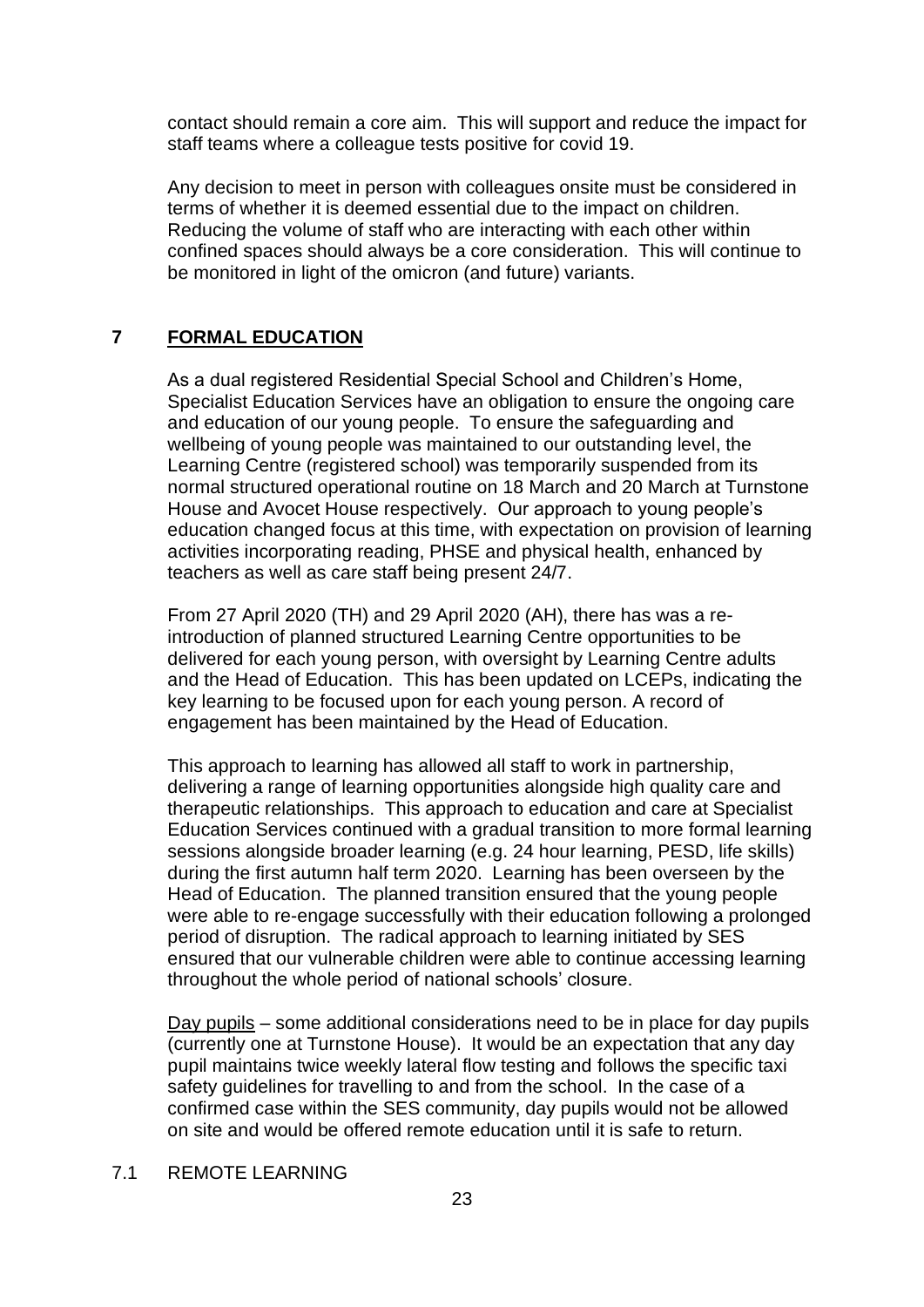contact should remain a core aim. This will support and reduce the impact for staff teams where a colleague tests positive for covid 19.

Any decision to meet in person with colleagues onsite must be considered in terms of whether it is deemed essential due to the impact on children. Reducing the volume of staff who are interacting with each other within confined spaces should always be a core consideration. This will continue to be monitored in light of the omicron (and future) variants.

## 7 FORMAL EDUCATION

As a dual registered Residential Special School and Children's Home, Specialist Education Services have an obligation to ensure the ongoing care and education of our young people. To ensure the safeguarding and wellbeing of young people was maintained to our outstanding level, the Learning Centre (registered school) was temporarily suspended from its normal structured operational routine on 18 March and 20 March at Turnstone House and Avocet House respectively. Our approach to young people's education changed focus at this time, with expectation on provision of learning activities incorporating reading, PHSE and physical health, enhanced by teachers as well as care staff being present 24/7.

From 27 April 2020 (TH) and 29 April 2020 (AH), there has was a re-introduction of planned structured Learning Centre opportunities to be delivered for each young person, with oversight by Learning Centre adults and the Head of Education. This has been updated on LCEPs, indicating the key learning to be focused upon for each young person. A record of engagement has been maintained by the Head of Education.

This approach to learning has allowed all staff to work in partnership, delivering a range of learning opportunities alongside high quality care and therapeutic relationships. This approach to education and care at Specialist Education Services continued with a gradual transition to more formal learning sessions alongside broader learning (e.g. 24 hour learning, PESD, life skills) during the first autumn half term 2020. Learning has been overseen by the Head of Education. The planned transition ensured that the young people were able to re-engage successfully with their education following a prolonged period of disruption. The radical approach to learning initiated by SES ensured that our vulnerable children were able to continue accessing learning throughout the whole period of national schools' closure.

<u>Day pupils</u> – some additional considerations need to be in place for day pupils (currently one at Turnstone House). It would be an expectation that any day pupil maintains twice weekly lateral flow testing and follows the specific taxi safety guidelines for travelling to and from the school. In the case of a confirmed case within the SES community, day pupils would not be allowed on site and would be offered remote education until it is safe to return.

### 7.1 REMOTE LEARNING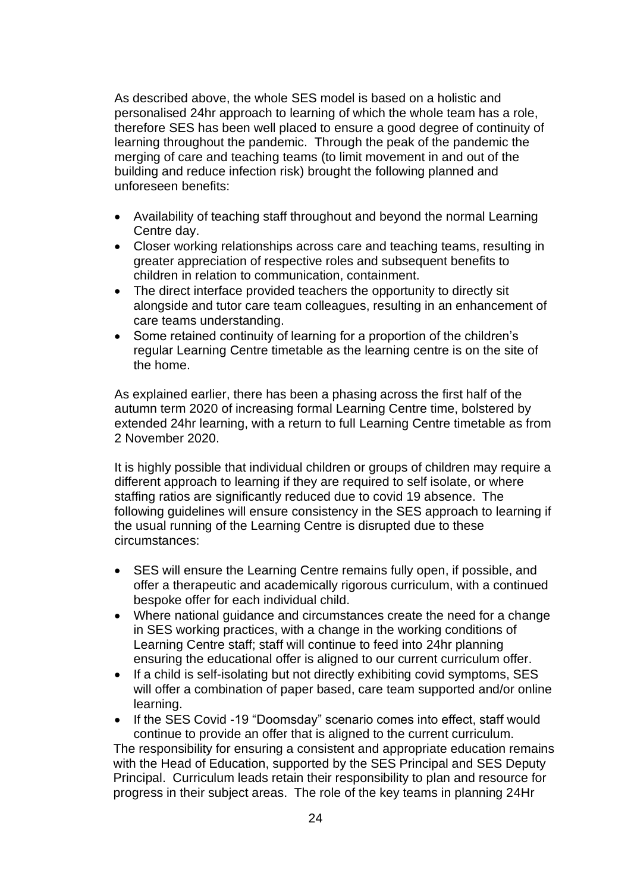As described above, the whole SES model is based on a holistic and personalised 24hr approach to learning of which the whole team has a role, therefore SES has been well placed to ensure a good degree of continuity of learning throughout the pandemic. Through the peak of the pandemic the merging of care and teaching teams (to limit movement in and out of the building and reduce infection risk) brought the following planned and unforeseen benefits:

- Availability of teaching staff throughout and beyond the normal Learning Centre day.
- Closer working relationships across care and teaching teams, resulting in greater appreciation of respective roles and subsequent benefits to children in relation to communication, containment.
- The direct interface provided teachers the opportunity to directly sit alongside and tutor care team colleagues, resulting in an enhancement of care teams understanding.
- Some retained continuity of learning for a proportion of the children's regular Learning Centre timetable as the learning centre is on the site of the home.

As explained earlier, there has been a phasing across the first half of the autumn term 2020 of increasing formal Learning Centre time, bolstered by extended 24hr learning, with a return to full Learning Centre timetable as from 2 November 2020.

It is highly possible that individual children or groups of children may require a different approach to learning if they are required to self isolate, or where staffing ratios are significantly reduced due to covid 19 absence. The following guidelines will ensure consistency in the SES approach to learning if the usual running of the Learning Centre is disrupted due to these circumstances:

- SES will ensure the Learning Centre remains fully open, if possible, and offer a therapeutic and academically rigorous curriculum, with a continued bespoke offer for each individual child.
- Where national guidance and circumstances create the need for a change in SES working practices, with a change in the working conditions of Learning Centre staff; staff will continue to feed into 24hr planning ensuring the educational offer is aligned to our current curriculum offer.
- If a child is self-isolating but not directly exhibiting covid symptoms, SES will offer a combination of paper based, care team supported and/or online learning.
- If the SES Covid -19 "Doomsday" scenario comes into effect, staff would continue to provide an offer that is aligned to the current curriculum.

The responsibility for ensuring a consistent and appropriate education remains with the Head of Education, supported by the SES Principal and SES Deputy Principal. Curriculum leads retain their responsibility to plan and resource for progress in their subject areas. The role of the key teams in planning 24Hr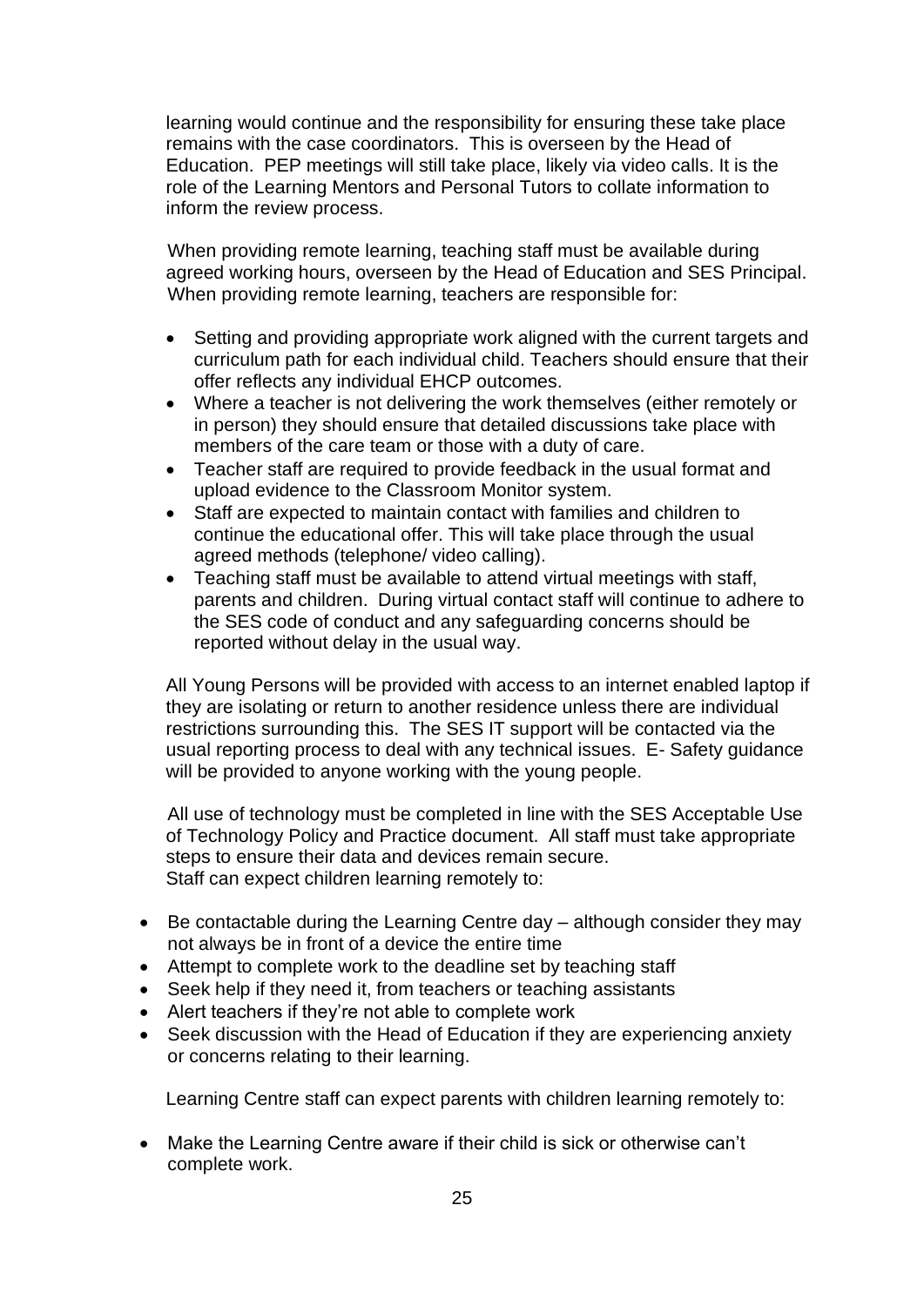learning would continue and the responsibility for ensuring these take place remains with the case coordinators. This is overseen by the Head of Education. PEP meetings will still take place, likely via video calls. It is the role of the Learning Mentors and Personal Tutors to collate information to inform the review process.

When providing remote learning, teaching staff must be available during agreed working hours, overseen by the Head of Education and SES Principal. When providing remote learning, teachers are responsible for:

- Setting and providing appropriate work aligned with the current targets and curriculum path for each individual child. Teachers should ensure that their offer reflects any individual EHCP outcomes.
- Where a teacher is not delivering the work themselves (either remotely or in person) they should ensure that detailed discussions take place with members of the care team or those with a duty of care.
- Teacher staff are required to provide feedback in the usual format and upload evidence to the Classroom Monitor system.
- Staff are expected to maintain contact with families and children to continue the educational offer. This will take place through the usual agreed methods (telephone/ video calling).
- Teaching staff must be available to attend virtual meetings with staff, parents and children. During virtual contact staff will continue to adhere to the SES code of conduct and any safeguarding concerns should be reported without delay in the usual way.

All Young Persons will be provided with access to an internet enabled laptop if they are isolating or return to another residence unless there are individual restrictions surrounding this. The SES IT support will be contacted via the usual reporting process to deal with any technical issues. E- Safety guidance will be provided to anyone working with the young people.

All use of technology must be completed in line with the SES Acceptable Use of Technology Policy and Practice document. All staff must take appropriate steps to ensure their data and devices remain secure.
Staff can expect children learning remotely to:

- Be contactable during the Learning Centre day – although consider they may not always be in front of a device the entire time
- Attempt to complete work to the deadline set by teaching staff
- Seek help if they need it, from teachers or teaching assistants
- Alert teachers if they're not able to complete work
- Seek discussion with the Head of Education if they are experiencing anxiety or concerns relating to their learning.

Learning Centre staff can expect parents with children learning remotely to:

- Make the Learning Centre aware if their child is sick or otherwise can't complete work.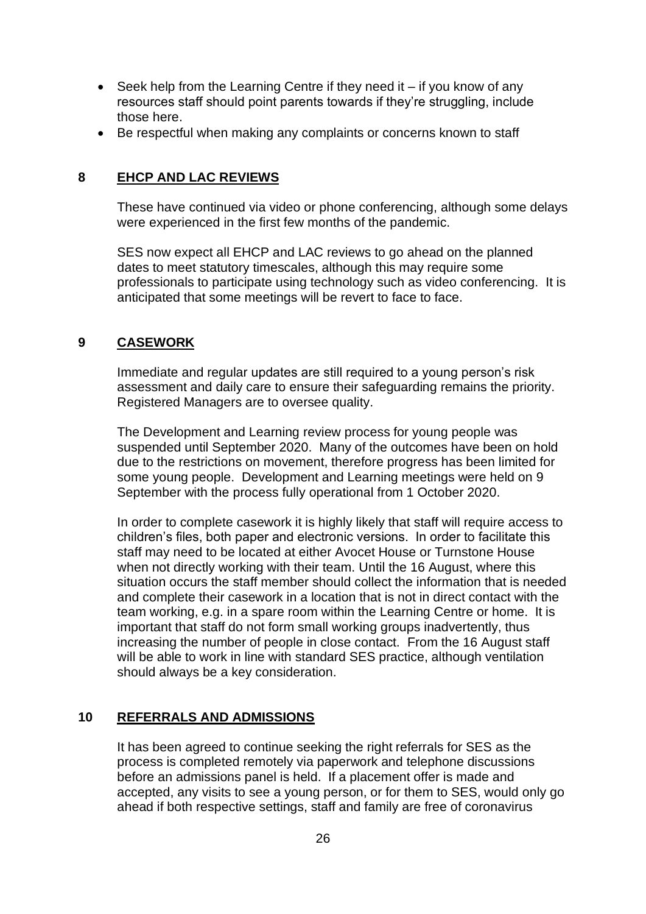- Seek help from the Learning Centre if they need it – if you know of any resources staff should point parents towards if they're struggling, include those here.
- Be respectful when making any complaints or concerns known to staff

## 8 EHCP AND LAC REVIEWS

These have continued via video or phone conferencing, although some delays were experienced in the first few months of the pandemic.

SES now expect all EHCP and LAC reviews to go ahead on the planned dates to meet statutory timescales, although this may require some professionals to participate using technology such as video conferencing. It is anticipated that some meetings will be revert to face to face.

## 9 CASEWORK

Immediate and regular updates are still required to a young person's risk assessment and daily care to ensure their safeguarding remains the priority. Registered Managers are to oversee quality.

The Development and Learning review process for young people was suspended until September 2020. Many of the outcomes have been on hold due to the restrictions on movement, therefore progress has been limited for some young people. Development and Learning meetings were held on 9 September with the process fully operational from 1 October 2020.

In order to complete casework it is highly likely that staff will require access to children's files, both paper and electronic versions. In order to facilitate this staff may need to be located at either Avocet House or Turnstone House when not directly working with their team. Until the 16 August, where this situation occurs the staff member should collect the information that is needed and complete their casework in a location that is not in direct contact with the team working, e.g. in a spare room within the Learning Centre or home. It is important that staff do not form small working groups inadvertently, thus increasing the number of people in close contact. From the 16 August staff will be able to work in line with standard SES practice, although ventilation should always be a key consideration.

## 10 REFERRALS AND ADMISSIONS

It has been agreed to continue seeking the right referrals for SES as the process is completed remotely via paperwork and telephone discussions before an admissions panel is held. If a placement offer is made and accepted, any visits to see a young person, or for them to SES, would only go ahead if both respective settings, staff and family are free of coronavirus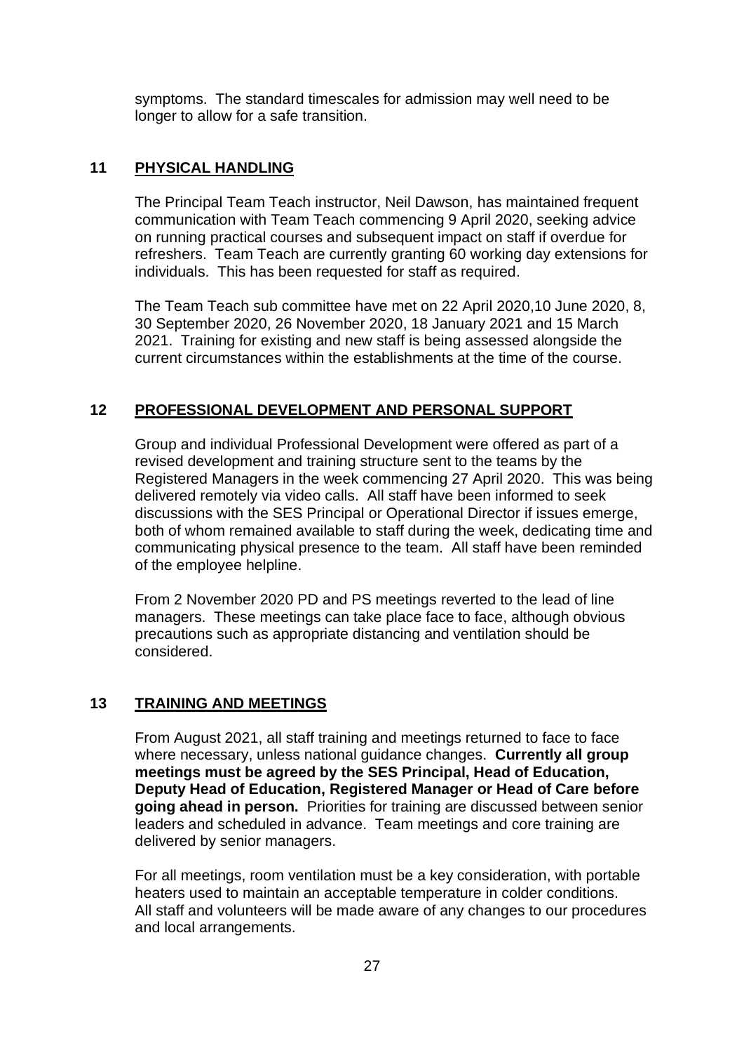symptoms. The standard timescales for admission may well need to be longer to allow for a safe transition.

## 11 PHYSICAL HANDLING

The Principal Team Teach instructor, Neil Dawson, has maintained frequent communication with Team Teach commencing 9 April 2020, seeking advice on running practical courses and subsequent impact on staff if overdue for refreshers. Team Teach are currently granting 60 working day extensions for individuals. This has been requested for staff as required.

The Team Teach sub committee have met on 22 April 2020,10 June 2020, 8, 30 September 2020, 26 November 2020, 18 January 2021 and 15 March 2021. Training for existing and new staff is being assessed alongside the current circumstances within the establishments at the time of the course.

## 12 PROFESSIONAL DEVELOPMENT AND PERSONAL SUPPORT

Group and individual Professional Development were offered as part of a revised development and training structure sent to the teams by the Registered Managers in the week commencing 27 April 2020. This was being delivered remotely via video calls. All staff have been informed to seek discussions with the SES Principal or Operational Director if issues emerge, both of whom remained available to staff during the week, dedicating time and communicating physical presence to the team. All staff have been reminded of the employee helpline.

From 2 November 2020 PD and PS meetings reverted to the lead of line managers. These meetings can take place face to face, although obvious precautions such as appropriate distancing and ventilation should be considered.

## 13 TRAINING AND MEETINGS

From August 2021, all staff training and meetings returned to face to face where necessary, unless national guidance changes. **Currently all group meetings must be agreed by the SES Principal, Head of Education, Deputy Head of Education, Registered Manager or Head of Care before going ahead in person.** Priorities for training are discussed between senior leaders and scheduled in advance. Team meetings and core training are delivered by senior managers.

For all meetings, room ventilation must be a key consideration, with portable heaters used to maintain an acceptable temperature in colder conditions. All staff and volunteers will be made aware of any changes to our procedures and local arrangements.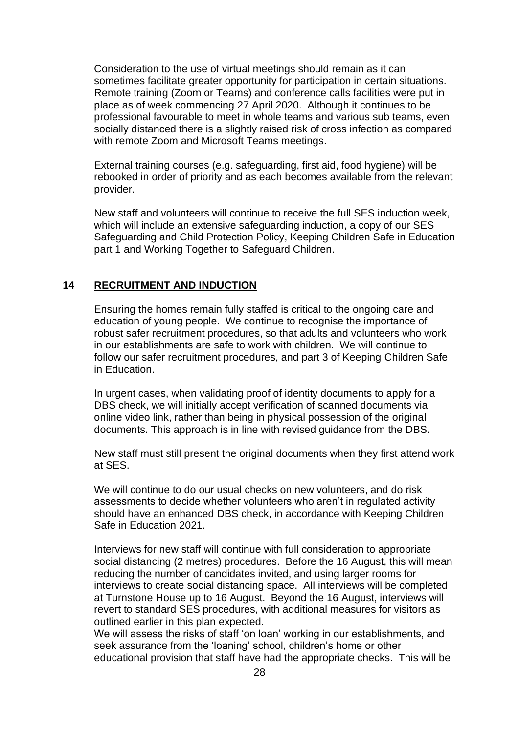Consideration to the use of virtual meetings should remain as it can sometimes facilitate greater opportunity for participation in certain situations. Remote training (Zoom or Teams) and conference calls facilities were put in place as of week commencing 27 April 2020. Although it continues to be professional favourable to meet in whole teams and various sub teams, even socially distanced there is a slightly raised risk of cross infection as compared with remote Zoom and Microsoft Teams meetings.

External training courses (e.g. safeguarding, first aid, food hygiene) will be rebooked in order of priority and as each becomes available from the relevant provider.

New staff and volunteers will continue to receive the full SES induction week, which will include an extensive safeguarding induction, a copy of our SES Safeguarding and Child Protection Policy, Keeping Children Safe in Education part 1 and Working Together to Safeguard Children.

## 14 RECRUITMENT AND INDUCTION

Ensuring the homes remain fully staffed is critical to the ongoing care and education of young people. We continue to recognise the importance of robust safer recruitment procedures, so that adults and volunteers who work in our establishments are safe to work with children. We will continue to follow our safer recruitment procedures, and part 3 of Keeping Children Safe in Education.

In urgent cases, when validating proof of identity documents to apply for a DBS check, we will initially accept verification of scanned documents via online video link, rather than being in physical possession of the original documents. This approach is in line with revised guidance from the DBS.

New staff must still present the original documents when they first attend work at SES.

We will continue to do our usual checks on new volunteers, and do risk assessments to decide whether volunteers who aren't in regulated activity should have an enhanced DBS check, in accordance with Keeping Children Safe in Education 2021.

Interviews for new staff will continue with full consideration to appropriate social distancing (2 metres) procedures. Before the 16 August, this will mean reducing the number of candidates invited, and using larger rooms for interviews to create social distancing space. All interviews will be completed at Turnstone House up to 16 August. Beyond the 16 August, interviews will revert to standard SES procedures, with additional measures for visitors as outlined earlier in this plan expected.
We will assess the risks of staff 'on loan' working in our establishments, and seek assurance from the 'loaning' school, children's home or other educational provision that staff have had the appropriate checks. This will be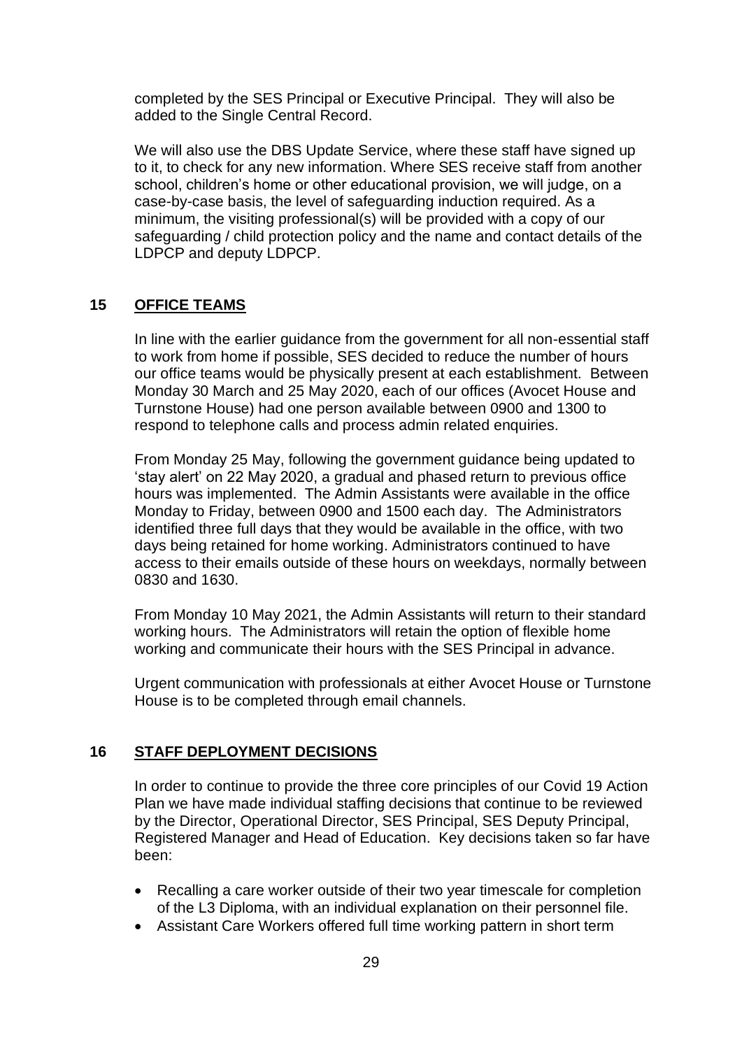completed by the SES Principal or Executive Principal. They will also be added to the Single Central Record.

We will also use the DBS Update Service, where these staff have signed up to it, to check for any new information. Where SES receive staff from another school, children's home or other educational provision, we will judge, on a case-by-case basis, the level of safeguarding induction required. As a minimum, the visiting professional(s) will be provided with a copy of our safeguarding / child protection policy and the name and contact details of the LDPCP and deputy LDPCP.

## 15 OFFICE TEAMS

In line with the earlier guidance from the government for all non-essential staff to work from home if possible, SES decided to reduce the number of hours our office teams would be physically present at each establishment. Between Monday 30 March and 25 May 2020, each of our offices (Avocet House and Turnstone House) had one person available between 0900 and 1300 to respond to telephone calls and process admin related enquiries.

From Monday 25 May, following the government guidance being updated to 'stay alert' on 22 May 2020, a gradual and phased return to previous office hours was implemented. The Admin Assistants were available in the office Monday to Friday, between 0900 and 1500 each day. The Administrators identified three full days that they would be available in the office, with two days being retained for home working. Administrators continued to have access to their emails outside of these hours on weekdays, normally between 0830 and 1630.

From Monday 10 May 2021, the Admin Assistants will return to their standard working hours. The Administrators will retain the option of flexible home working and communicate their hours with the SES Principal in advance.

Urgent communication with professionals at either Avocet House or Turnstone House is to be completed through email channels.

## 16 STAFF DEPLOYMENT DECISIONS

In order to continue to provide the three core principles of our Covid 19 Action Plan we have made individual staffing decisions that continue to be reviewed by the Director, Operational Director, SES Principal, SES Deputy Principal, Registered Manager and Head of Education. Key decisions taken so far have been:

- Recalling a care worker outside of their two year timescale for completion of the L3 Diploma, with an individual explanation on their personnel file.
- Assistant Care Workers offered full time working pattern in short term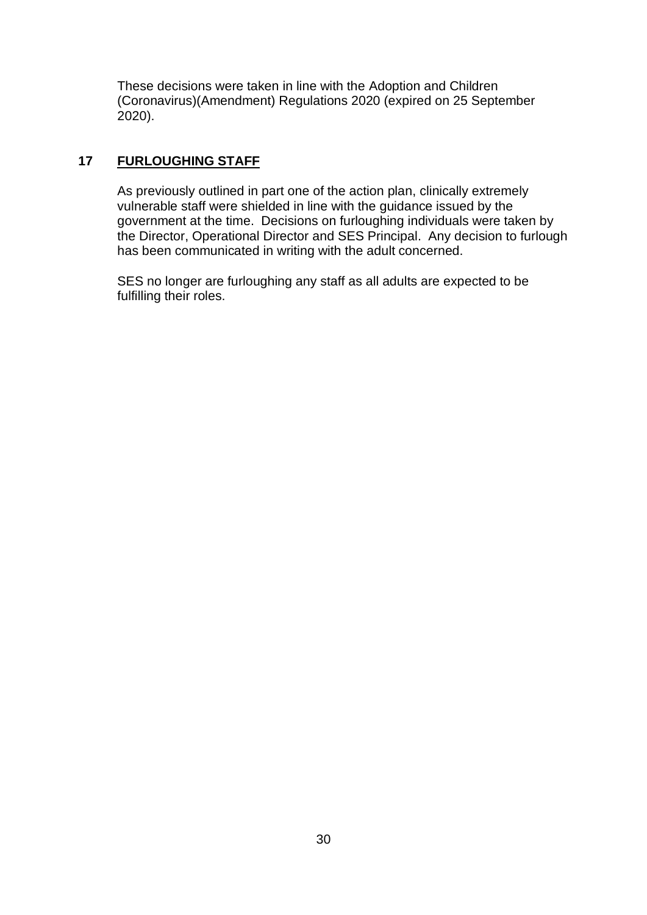These decisions were taken in line with the Adoption and Children (Coronavirus)(Amendment) Regulations 2020 (expired on 25 September 2020).

## 17 FURLOUGHING STAFF

As previously outlined in part one of the action plan, clinically extremely vulnerable staff were shielded in line with the guidance issued by the government at the time. Decisions on furloughing individuals were taken by the Director, Operational Director and SES Principal. Any decision to furlough has been communicated in writing with the adult concerned.

SES no longer are furloughing any staff as all adults are expected to be fulfilling their roles.